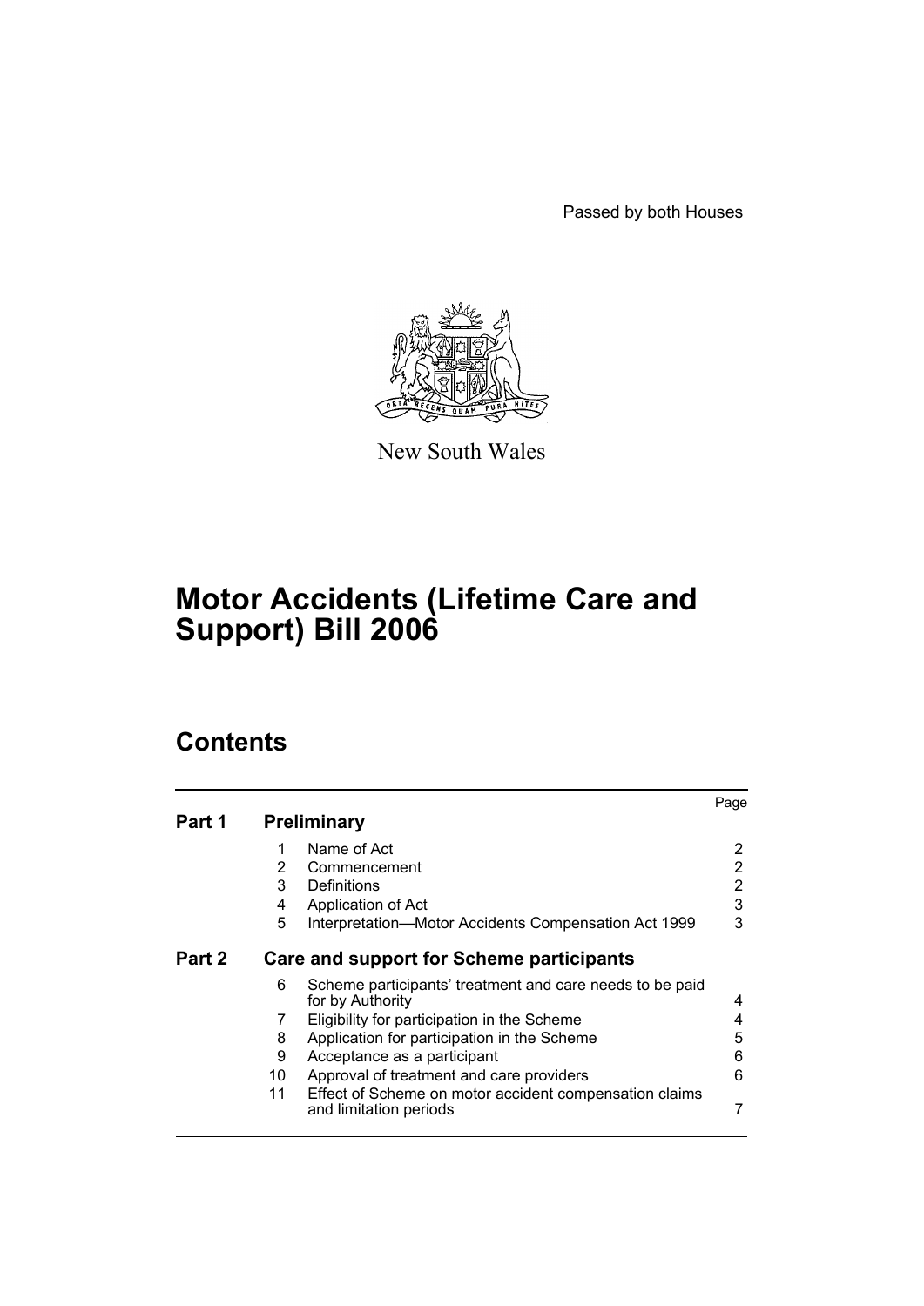Passed by both Houses

New South Wales

# Motor Accidents (Lifetime Care and Support) Bill 2006

## Contents

| | | | Page |
|---|---|---|---|
| **Part 1** | **Preliminary** | | |
| | 1 | Name of Act | 2 |
| | 2 | Commencement | 2 |
| | 3 | Definitions | 2 |
| | 4 | Application of Act | 3 |
| | 5 | Interpretation—Motor Accidents Compensation Act 1999 | 3 |
| **Part 2** | **Care and support for Scheme participants** | | |
| | 6 | Scheme participants' treatment and care needs to be paid for by Authority | 4 |
| | 7 | Eligibility for participation in the Scheme | 4 |
| | 8 | Application for participation in the Scheme | 5 |
| | 9 | Acceptance as a participant | 6 |
| | 10 | Approval of treatment and care providers | 6 |
| | 11 | Effect of Scheme on motor accident compensation claims and limitation periods | 7 |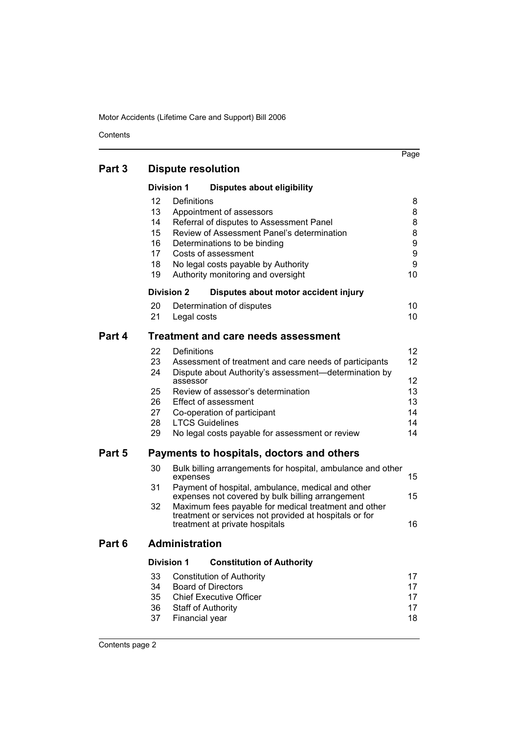| | | Page |
|---|---|---|
| **Part 3** | **Dispute resolution** | |
| | **Division 1 Disputes about eligibility** | |
| 12 | Definitions | 8 |
| 13 | Appointment of assessors | 8 |
| 14 | Referral of disputes to Assessment Panel | 8 |
| 15 | Review of Assessment Panel's determination | 8 |
| 16 | Determinations to be binding | 9 |
| 17 | Costs of assessment | 9 |
| 18 | No legal costs payable by Authority | 9 |
| 19 | Authority monitoring and oversight | 10 |
| | **Division 2 Disputes about motor accident injury** | |
| 20 | Determination of disputes | 10 |
| 21 | Legal costs | 10 |
| **Part 4** | **Treatment and care needs assessment** | |
| 22 | Definitions | 12 |
| 23 | Assessment of treatment and care needs of participants | 12 |
| 24 | Dispute about Authority's assessment—determination by assessor | 12 |
| 25 | Review of assessor's determination | 13 |
| 26 | Effect of assessment | 13 |
| 27 | Co-operation of participant | 14 |
| 28 | LTCS Guidelines | 14 |
| 29 | No legal costs payable for assessment or review | 14 |
| **Part 5** | **Payments to hospitals, doctors and others** | |
| 30 | Bulk billing arrangements for hospital, ambulance and other expenses | 15 |
| 31 | Payment of hospital, ambulance, medical and other expenses not covered by bulk billing arrangement | 15 |
| 32 | Maximum fees payable for medical treatment and other treatment or services not provided at hospitals or for treatment at private hospitals | 16 |
| **Part 6** | **Administration** | |
| | **Division 1 Constitution of Authority** | |
| 33 | Constitution of Authority | 17 |
| 34 | Board of Directors | 17 |
| 35 | Chief Executive Officer | 17 |
| 36 | Staff of Authority | 17 |
| 37 | Financial year | 18 |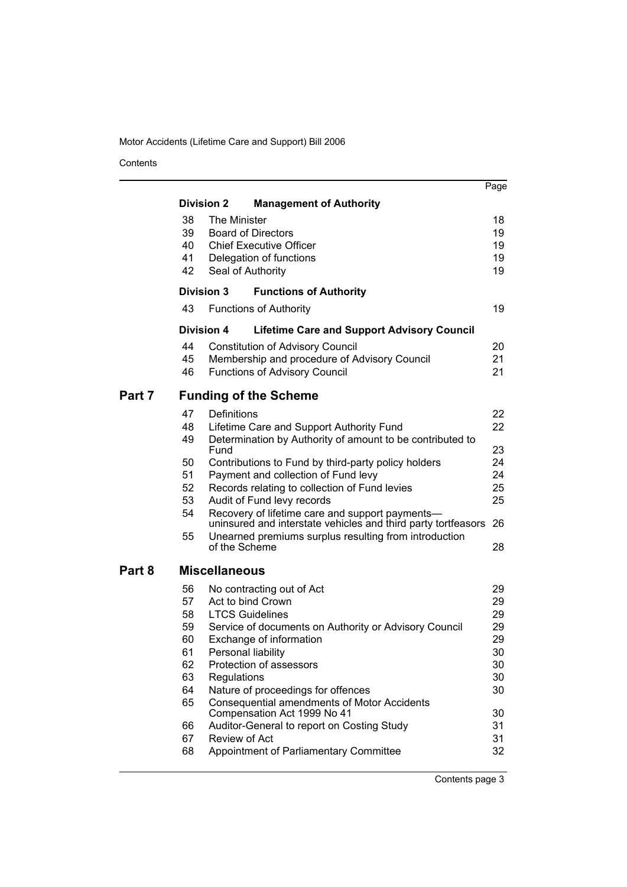| | | | Page |
|---|---|---|---|
| | **Division 2** | **Management of Authority** | |
| | 38 | The Minister | 18 |
| | 39 | Board of Directors | 19 |
| | 40 | Chief Executive Officer | 19 |
| | 41 | Delegation of functions | 19 |
| | 42 | Seal of Authority | 19 |
| | **Division 3** | **Functions of Authority** | |
| | 43 | Functions of Authority | 19 |
| | **Division 4** | **Lifetime Care and Support Advisory Council** | |
| | 44 | Constitution of Advisory Council | 20 |
| | 45 | Membership and procedure of Advisory Council | 21 |
| | 46 | Functions of Advisory Council | 21 |
| **Part 7** | **Funding of the Scheme** | | |
| | 47 | Definitions | 22 |
| | 48 | Lifetime Care and Support Authority Fund | 22 |
| | 49 | Determination by Authority of amount to be contributed to Fund | 23 |
| | 50 | Contributions to Fund by third-party policy holders | 24 |
| | 51 | Payment and collection of Fund levy | 24 |
| | 52 | Records relating to collection of Fund levies | 25 |
| | 53 | Audit of Fund levy records | 25 |
| | 54 | Recovery of lifetime care and support payments—uninsured and interstate vehicles and third party tortfeasors | 26 |
| | 55 | Unearned premiums surplus resulting from introduction of the Scheme | 28 |
| **Part 8** | **Miscellaneous** | | |
| | 56 | No contracting out of Act | 29 |
| | 57 | Act to bind Crown | 29 |
| | 58 | LTCS Guidelines | 29 |
| | 59 | Service of documents on Authority or Advisory Council | 29 |
| | 60 | Exchange of information | 29 |
| | 61 | Personal liability | 30 |
| | 62 | Protection of assessors | 30 |
| | 63 | Regulations | 30 |
| | 64 | Nature of proceedings for offences | 30 |
| | 65 | Consequential amendments of Motor Accidents Compensation Act 1999 No 41 | 30 |
| | 66 | Auditor-General to report on Costing Study | 31 |
| | 67 | Review of Act | 31 |
| | 68 | Appointment of Parliamentary Committee | 32 |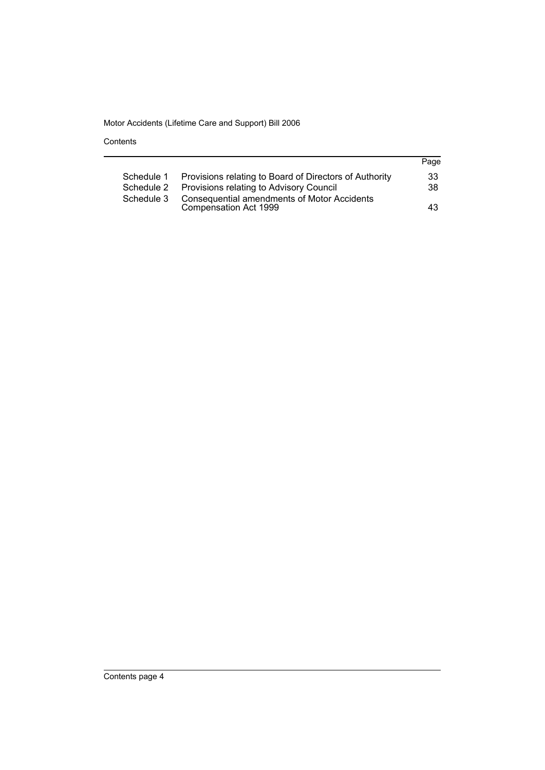| | | Page |
|---|---|---|
| Schedule 1 | Provisions relating to Board of Directors of Authority | 33 |
| Schedule 2 | Provisions relating to Advisory Council | 38 |
| Schedule 3 | Consequential amendments of Motor Accidents Compensation Act 1999 | 43 |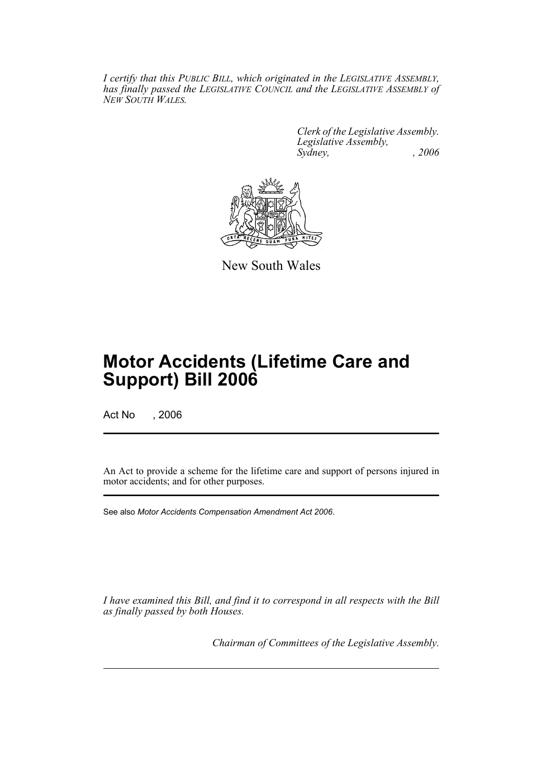*I certify that this PUBLIC BILL, which originated in the LEGISLATIVE ASSEMBLY, has finally passed the LEGISLATIVE COUNCIL and the LEGISLATIVE ASSEMBLY of NEW SOUTH WALES.*

*Clerk of the Legislative Assembly.*
*Legislative Assembly,*
*Sydney, , 2006*

New South Wales

# Motor Accidents (Lifetime Care and Support) Bill 2006

Act No , 2006

An Act to provide a scheme for the lifetime care and support of persons injured in motor accidents; and for other purposes.

See also *Motor Accidents Compensation Amendment Act 2006*.

*I have examined this Bill, and find it to correspond in all respects with the Bill as finally passed by both Houses.*

*Chairman of Committees of the Legislative Assembly.*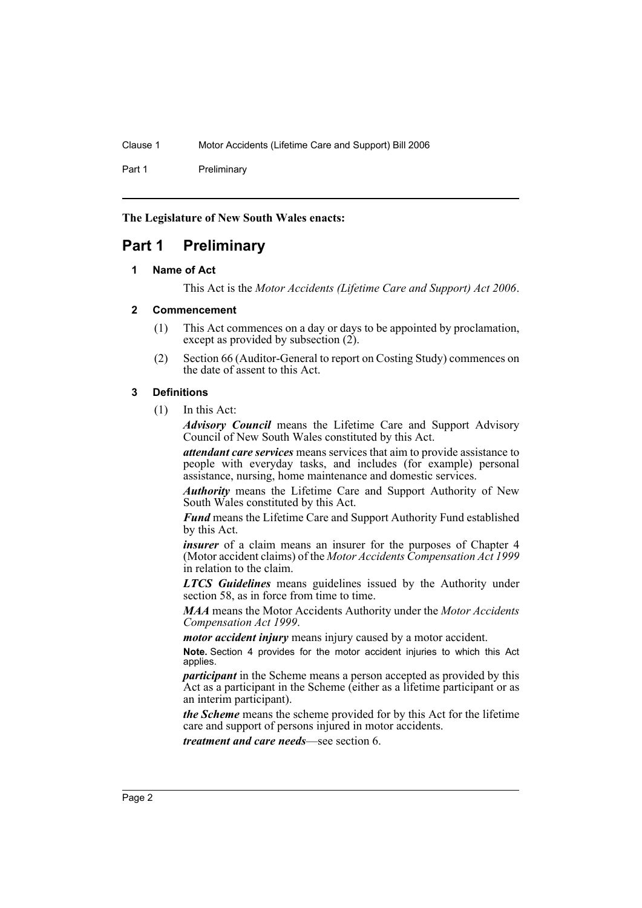**The Legislature of New South Wales enacts:**

# Part 1 Preliminary

## 1 Name of Act

This Act is the *Motor Accidents (Lifetime Care and Support) Act 2006*.

## 2 Commencement

(1) This Act commences on a day or days to be appointed by proclamation, except as provided by subsection (2).

(2) Section 66 (Auditor-General to report on Costing Study) commences on the date of assent to this Act.

## 3 Definitions

(1) In this Act:

***Advisory Council*** means the Lifetime Care and Support Advisory Council of New South Wales constituted by this Act.

***attendant care services*** means services that aim to provide assistance to people with everyday tasks, and includes (for example) personal assistance, nursing, home maintenance and domestic services.

***Authority*** means the Lifetime Care and Support Authority of New South Wales constituted by this Act.

***Fund*** means the Lifetime Care and Support Authority Fund established by this Act.

***insurer*** of a claim means an insurer for the purposes of Chapter 4 (Motor accident claims) of the *Motor Accidents Compensation Act 1999* in relation to the claim.

***LTCS Guidelines*** means guidelines issued by the Authority under section 58, as in force from time to time.

***MAA*** means the Motor Accidents Authority under the *Motor Accidents Compensation Act 1999*.

***motor accident injury*** means injury caused by a motor accident.

**Note.** Section 4 provides for the motor accident injuries to which this Act applies.

***participant*** in the Scheme means a person accepted as provided by this Act as a participant in the Scheme (either as a lifetime participant or as an interim participant).

***the Scheme*** means the scheme provided for by this Act for the lifetime care and support of persons injured in motor accidents.

***treatment and care needs***—see section 6.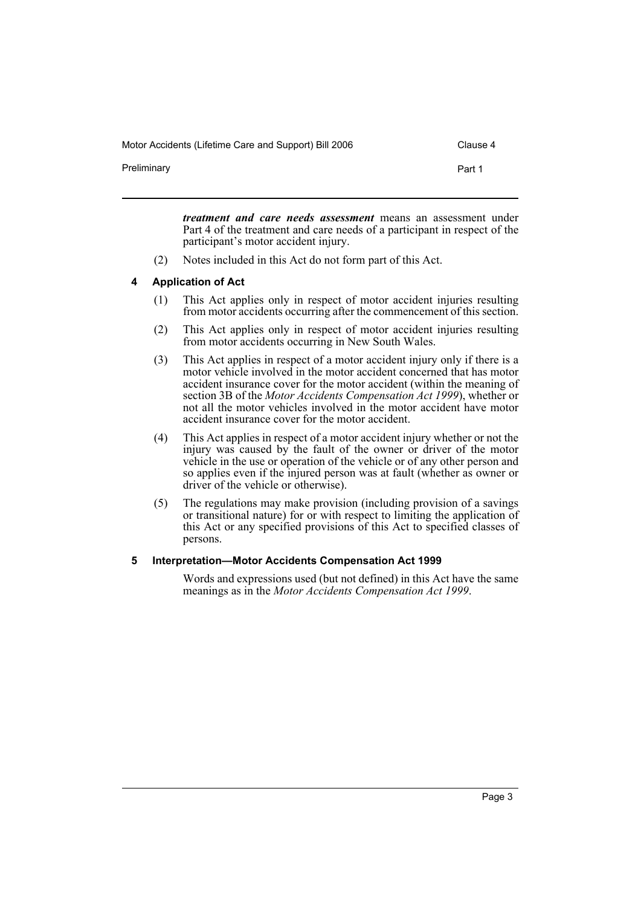***treatment and care needs assessment*** means an assessment under Part 4 of the treatment and care needs of a participant in respect of the participant's motor accident injury.

(2) Notes included in this Act do not form part of this Act.

### 4 Application of Act

(1) This Act applies only in respect of motor accident injuries resulting from motor accidents occurring after the commencement of this section.

(2) This Act applies only in respect of motor accident injuries resulting from motor accidents occurring in New South Wales.

(3) This Act applies in respect of a motor accident injury only if there is a motor vehicle involved in the motor accident concerned that has motor accident insurance cover for the motor accident (within the meaning of section 3B of the *Motor Accidents Compensation Act 1999*), whether or not all the motor vehicles involved in the motor accident have motor accident insurance cover for the motor accident.

(4) This Act applies in respect of a motor accident injury whether or not the injury was caused by the fault of the owner or driver of the motor vehicle in the use or operation of the vehicle or of any other person and so applies even if the injured person was at fault (whether as owner or driver of the vehicle or otherwise).

(5) The regulations may make provision (including provision of a savings or transitional nature) for or with respect to limiting the application of this Act or any specified provisions of this Act to specified classes of persons.

### 5 Interpretation—Motor Accidents Compensation Act 1999

Words and expressions used (but not defined) in this Act have the same meanings as in the *Motor Accidents Compensation Act 1999*.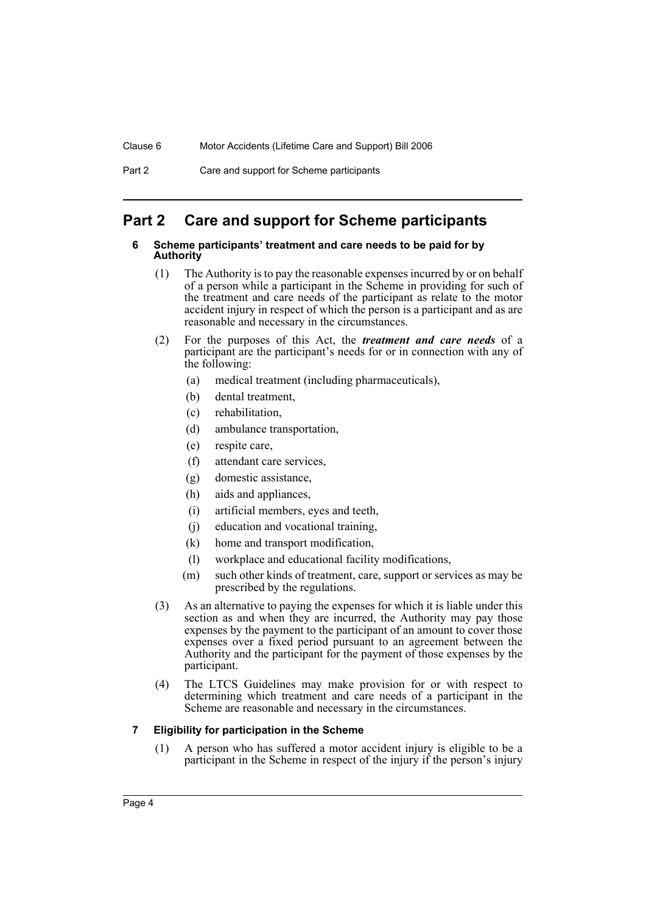# Part 2 Care and support for Scheme participants

#### 6 Scheme participants' treatment and care needs to be paid for by Authority

(1) The Authority is to pay the reasonable expenses incurred by or on behalf of a person while a participant in the Scheme in providing for such of the treatment and care needs of the participant as relate to the motor accident injury in respect of which the person is a participant and as are reasonable and necessary in the circumstances.

(2) For the purposes of this Act, the ***treatment and care needs*** of a participant are the participant's needs for or in connection with any of the following:

- (a) medical treatment (including pharmaceuticals),
- (b) dental treatment,
- (c) rehabilitation,
- (d) ambulance transportation,
- (e) respite care,
- (f) attendant care services,
- (g) domestic assistance,
- (h) aids and appliances,
- (i) artificial members, eyes and teeth,
- (j) education and vocational training,
- (k) home and transport modification,
- (l) workplace and educational facility modifications,
- (m) such other kinds of treatment, care, support or services as may be prescribed by the regulations.

(3) As an alternative to paying the expenses for which it is liable under this section as and when they are incurred, the Authority may pay those expenses by the payment to the participant of an amount to cover those expenses over a fixed period pursuant to an agreement between the Authority and the participant for the payment of those expenses by the participant.

(4) The LTCS Guidelines may make provision for or with respect to determining which treatment and care needs of a participant in the Scheme are reasonable and necessary in the circumstances.

#### 7 Eligibility for participation in the Scheme

(1) A person who has suffered a motor accident injury is eligible to be a participant in the Scheme in respect of the injury if the person's injury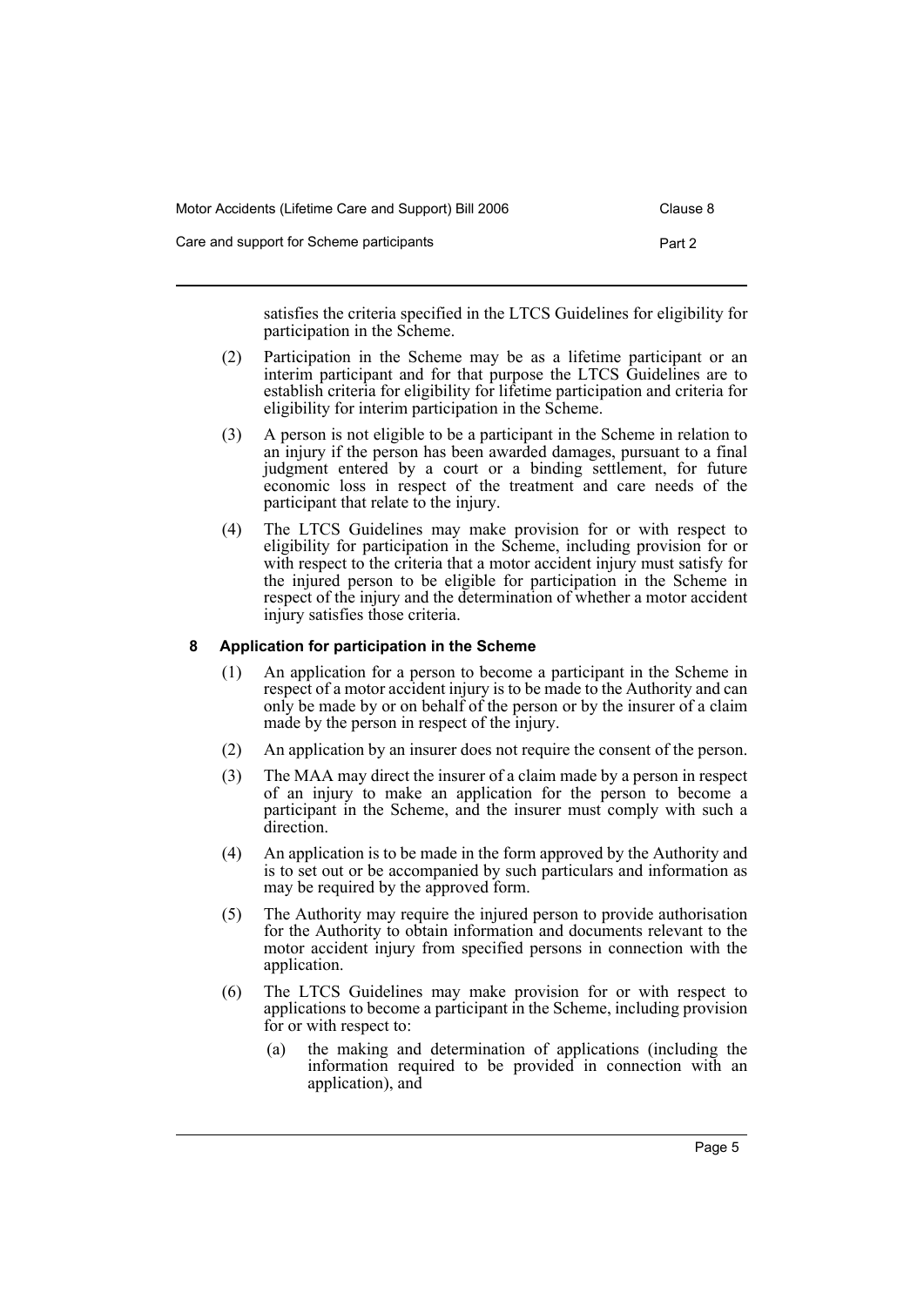satisfies the criteria specified in the LTCS Guidelines for eligibility for participation in the Scheme.

(2) Participation in the Scheme may be as a lifetime participant or an interim participant and for that purpose the LTCS Guidelines are to establish criteria for eligibility for lifetime participation and criteria for eligibility for interim participation in the Scheme.

(3) A person is not eligible to be a participant in the Scheme in relation to an injury if the person has been awarded damages, pursuant to a final judgment entered by a court or a binding settlement, for future economic loss in respect of the treatment and care needs of the participant that relate to the injury.

(4) The LTCS Guidelines may make provision for or with respect to eligibility for participation in the Scheme, including provision for or with respect to the criteria that a motor accident injury must satisfy for the injured person to be eligible for participation in the Scheme in respect of the injury and the determination of whether a motor accident injury satisfies those criteria.

### 8 Application for participation in the Scheme

(1) An application for a person to become a participant in the Scheme in respect of a motor accident injury is to be made to the Authority and can only be made by or on behalf of the person or by the insurer of a claim made by the person in respect of the injury.

(2) An application by an insurer does not require the consent of the person.

(3) The MAA may direct the insurer of a claim made by a person in respect of an injury to make an application for the person to become a participant in the Scheme, and the insurer must comply with such a direction.

(4) An application is to be made in the form approved by the Authority and is to set out or be accompanied by such particulars and information as may be required by the approved form.

(5) The Authority may require the injured person to provide authorisation for the Authority to obtain information and documents relevant to the motor accident injury from specified persons in connection with the application.

(6) The LTCS Guidelines may make provision for or with respect to applications to become a participant in the Scheme, including provision for or with respect to:

(a) the making and determination of applications (including the information required to be provided in connection with an application), and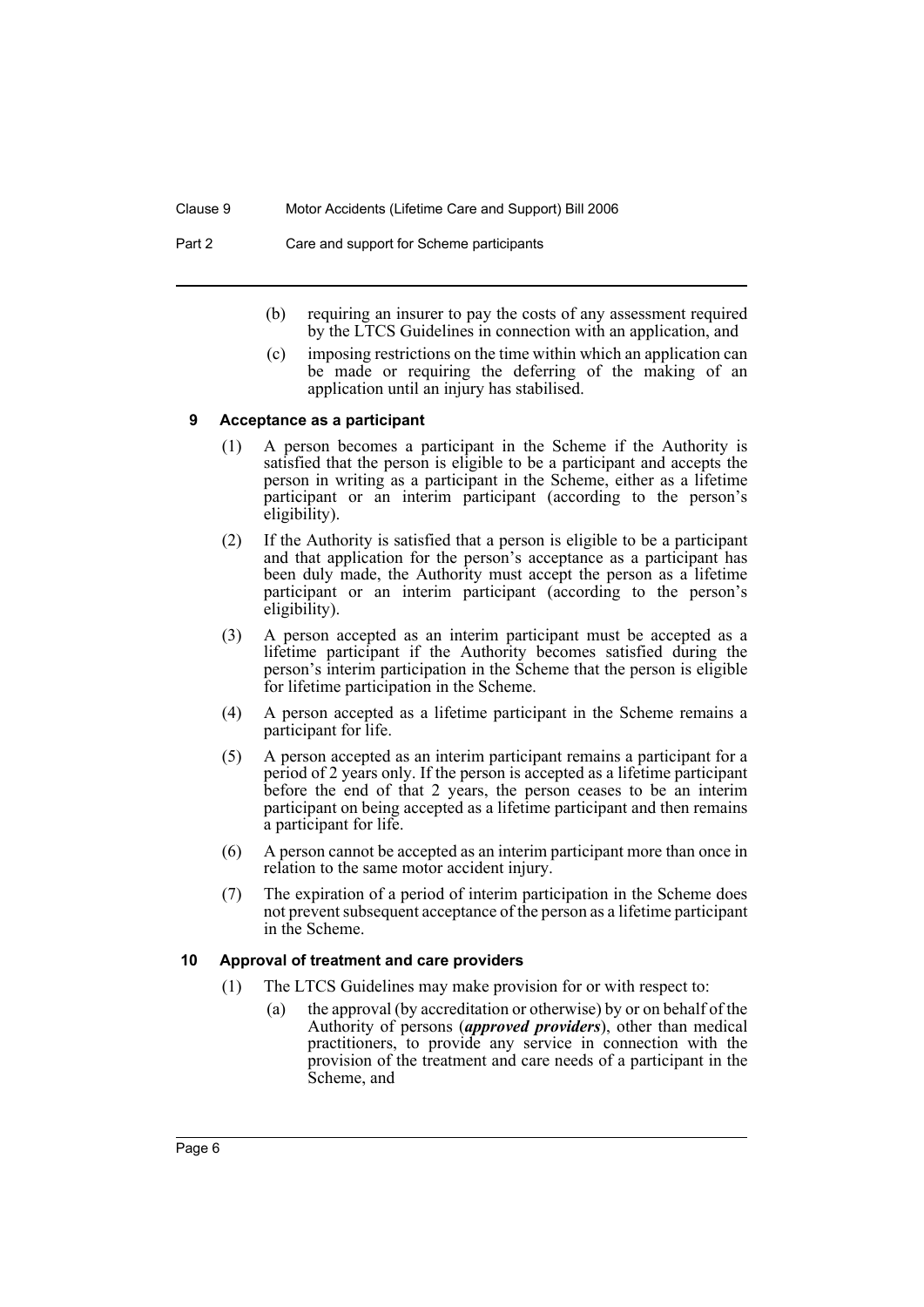(b) requiring an insurer to pay the costs of any assessment required by the LTCS Guidelines in connection with an application, and

(c) imposing restrictions on the time within which an application can be made or requiring the deferring of the making of an application until an injury has stabilised.

### 9 Acceptance as a participant

(1) A person becomes a participant in the Scheme if the Authority is satisfied that the person is eligible to be a participant and accepts the person in writing as a participant in the Scheme, either as a lifetime participant or an interim participant (according to the person's eligibility).

(2) If the Authority is satisfied that a person is eligible to be a participant and that application for the person's acceptance as a participant has been duly made, the Authority must accept the person as a lifetime participant or an interim participant (according to the person's eligibility).

(3) A person accepted as an interim participant must be accepted as a lifetime participant if the Authority becomes satisfied during the person's interim participation in the Scheme that the person is eligible for lifetime participation in the Scheme.

(4) A person accepted as a lifetime participant in the Scheme remains a participant for life.

(5) A person accepted as an interim participant remains a participant for a period of 2 years only. If the person is accepted as a lifetime participant before the end of that 2 years, the person ceases to be an interim participant on being accepted as a lifetime participant and then remains a participant for life.

(6) A person cannot be accepted as an interim participant more than once in relation to the same motor accident injury.

(7) The expiration of a period of interim participation in the Scheme does not prevent subsequent acceptance of the person as a lifetime participant in the Scheme.

### 10 Approval of treatment and care providers

(1) The LTCS Guidelines may make provision for or with respect to:

(a) the approval (by accreditation or otherwise) by or on behalf of the Authority of persons (***approved providers***), other than medical practitioners, to provide any service in connection with the provision of the treatment and care needs of a participant in the Scheme, and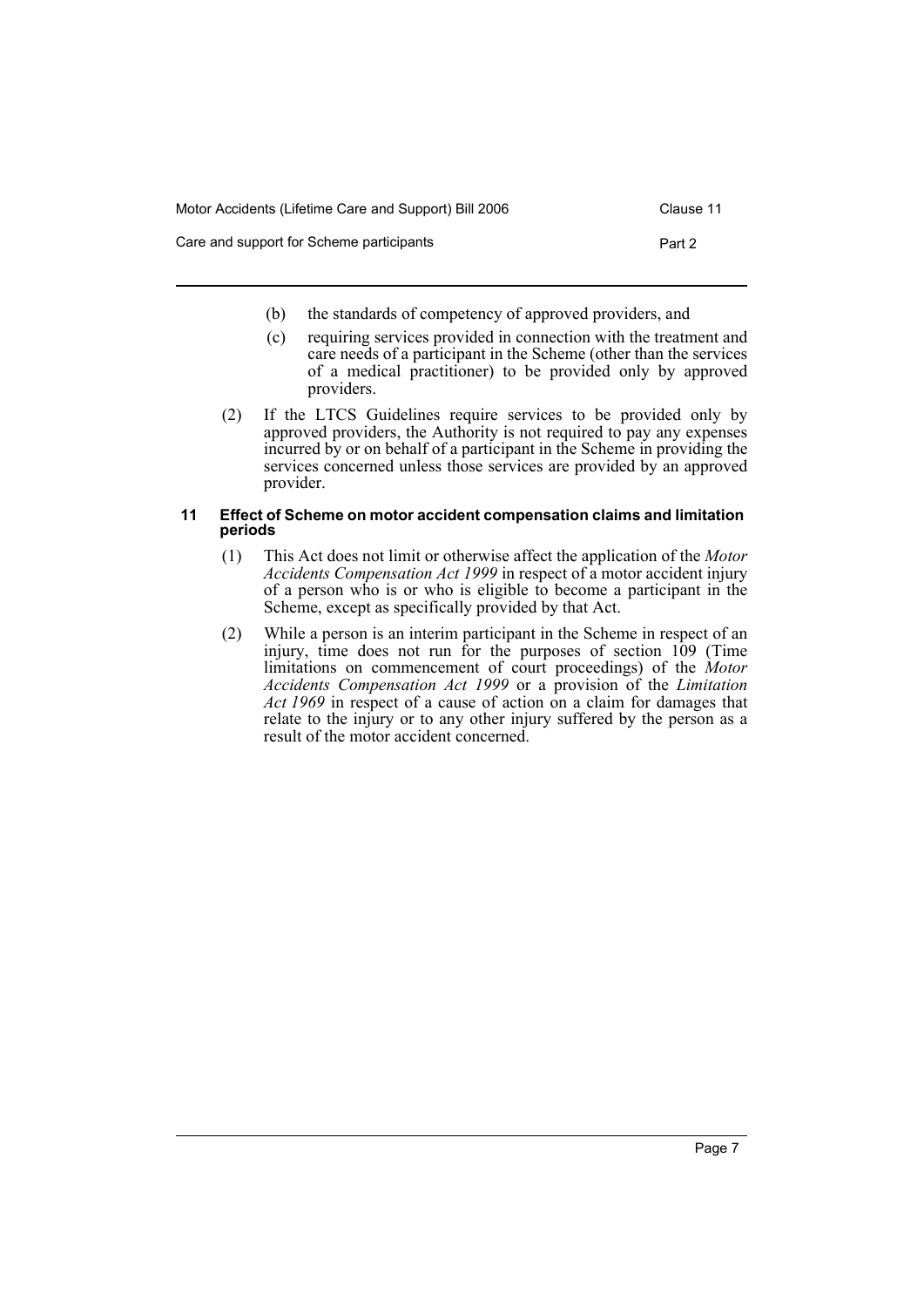(b) the standards of competency of approved providers, and

(c) requiring services provided in connection with the treatment and care needs of a participant in the Scheme (other than the services of a medical practitioner) to be provided only by approved providers.

(2) If the LTCS Guidelines require services to be provided only by approved providers, the Authority is not required to pay any expenses incurred by or on behalf of a participant in the Scheme in providing the services concerned unless those services are provided by an approved provider.

### 11 Effect of Scheme on motor accident compensation claims and limitation periods

(1) This Act does not limit or otherwise affect the application of the *Motor Accidents Compensation Act 1999* in respect of a motor accident injury of a person who is or who is eligible to become a participant in the Scheme, except as specifically provided by that Act.

(2) While a person is an interim participant in the Scheme in respect of an injury, time does not run for the purposes of section 109 (Time limitations on commencement of court proceedings) of the *Motor Accidents Compensation Act 1999* or a provision of the *Limitation Act 1969* in respect of a cause of action on a claim for damages that relate to the injury or to any other injury suffered by the person as a result of the motor accident concerned.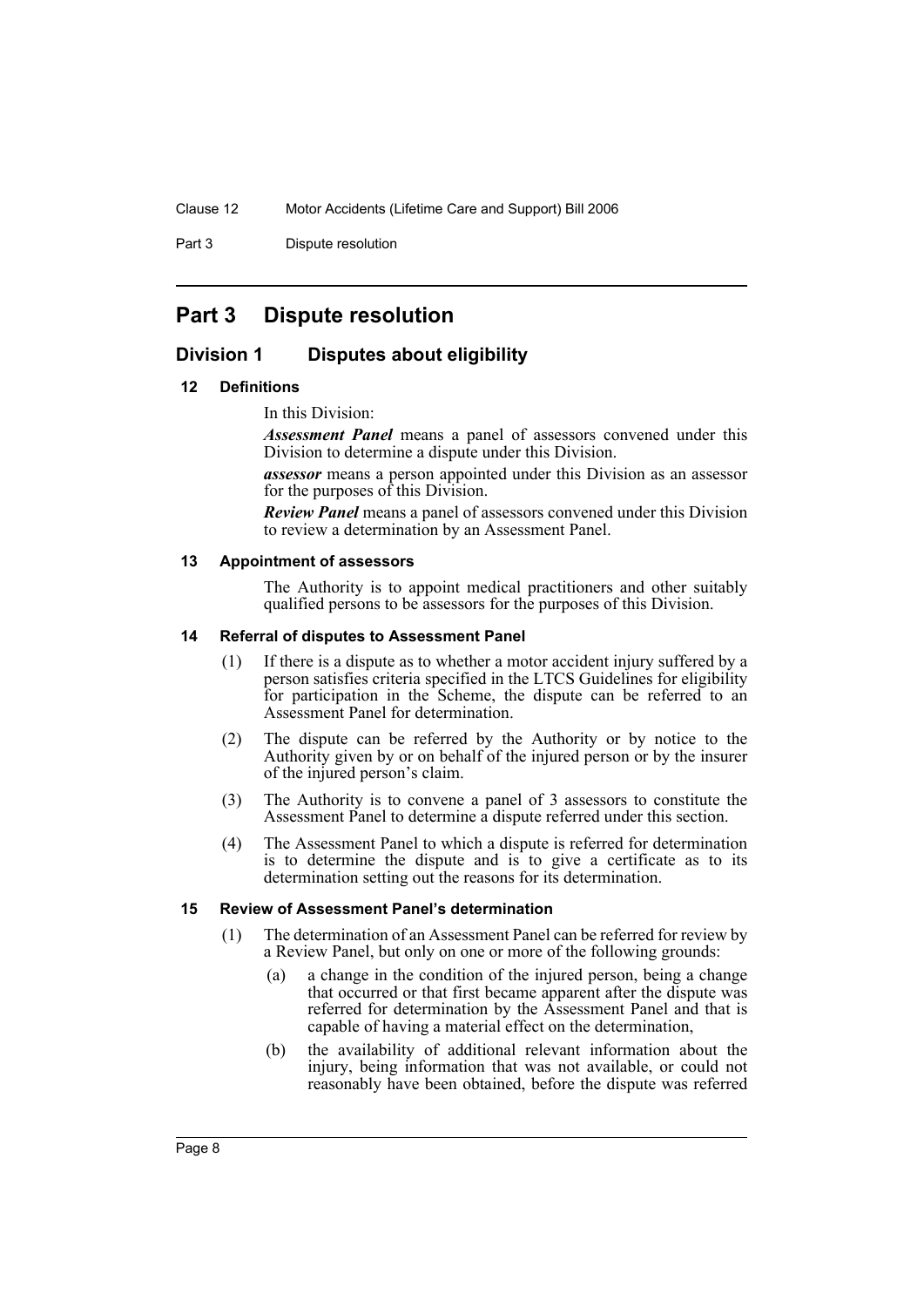# Part 3 Dispute resolution

## Division 1 Disputes about eligibility

### 12 Definitions

In this Division:

***Assessment Panel*** means a panel of assessors convened under this Division to determine a dispute under this Division.

***assessor*** means a person appointed under this Division as an assessor for the purposes of this Division.

***Review Panel*** means a panel of assessors convened under this Division to review a determination by an Assessment Panel.

### 13 Appointment of assessors

The Authority is to appoint medical practitioners and other suitably qualified persons to be assessors for the purposes of this Division.

### 14 Referral of disputes to Assessment Panel

(1) If there is a dispute as to whether a motor accident injury suffered by a person satisfies criteria specified in the LTCS Guidelines for eligibility for participation in the Scheme, the dispute can be referred to an Assessment Panel for determination.

(2) The dispute can be referred by the Authority or by notice to the Authority given by or on behalf of the injured person or by the insurer of the injured person's claim.

(3) The Authority is to convene a panel of 3 assessors to constitute the Assessment Panel to determine a dispute referred under this section.

(4) The Assessment Panel to which a dispute is referred for determination is to determine the dispute and is to give a certificate as to its determination setting out the reasons for its determination.

### 15 Review of Assessment Panel's determination

(1) The determination of an Assessment Panel can be referred for review by a Review Panel, but only on one or more of the following grounds:

(a) a change in the condition of the injured person, being a change that occurred or that first became apparent after the dispute was referred for determination by the Assessment Panel and that is capable of having a material effect on the determination,

(b) the availability of additional relevant information about the injury, being information that was not available, or could not reasonably have been obtained, before the dispute was referred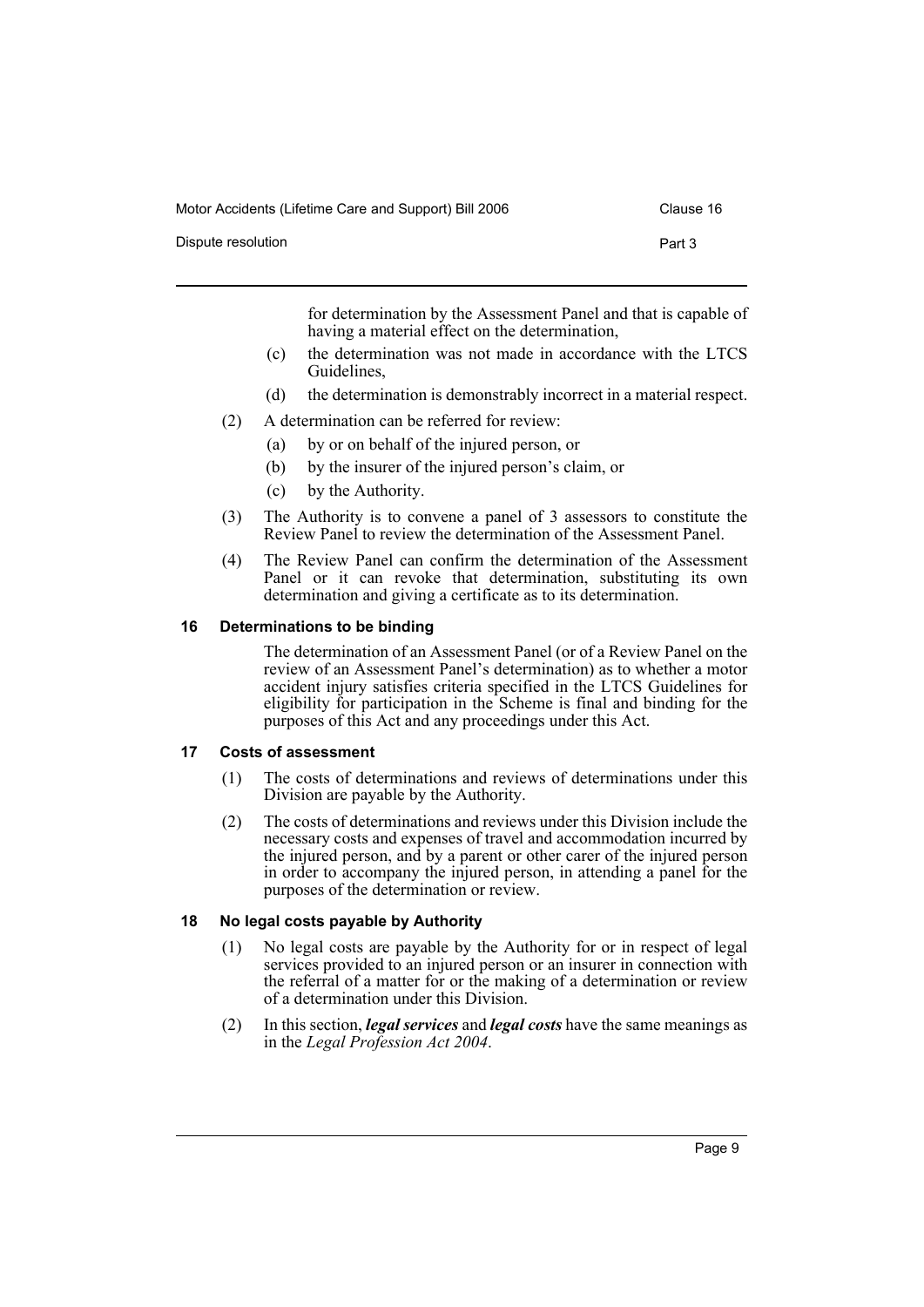for determination by the Assessment Panel and that is capable of having a material effect on the determination,

(c) the determination was not made in accordance with the LTCS Guidelines,

(d) the determination is demonstrably incorrect in a material respect.

(2) A determination can be referred for review:

(a) by or on behalf of the injured person, or

(b) by the insurer of the injured person's claim, or

(c) by the Authority.

(3) The Authority is to convene a panel of 3 assessors to constitute the Review Panel to review the determination of the Assessment Panel.

(4) The Review Panel can confirm the determination of the Assessment Panel or it can revoke that determination, substituting its own determination and giving a certificate as to its determination.

### 16 Determinations to be binding

The determination of an Assessment Panel (or of a Review Panel on the review of an Assessment Panel's determination) as to whether a motor accident injury satisfies criteria specified in the LTCS Guidelines for eligibility for participation in the Scheme is final and binding for the purposes of this Act and any proceedings under this Act.

### 17 Costs of assessment

(1) The costs of determinations and reviews of determinations under this Division are payable by the Authority.

(2) The costs of determinations and reviews under this Division include the necessary costs and expenses of travel and accommodation incurred by the injured person, and by a parent or other carer of the injured person in order to accompany the injured person, in attending a panel for the purposes of the determination or review.

### 18 No legal costs payable by Authority

(1) No legal costs are payable by the Authority for or in respect of legal services provided to an injured person or an insurer in connection with the referral of a matter for or the making of a determination or review of a determination under this Division.

(2) In this section, ***legal services*** and ***legal costs*** have the same meanings as in the *Legal Profession Act 2004*.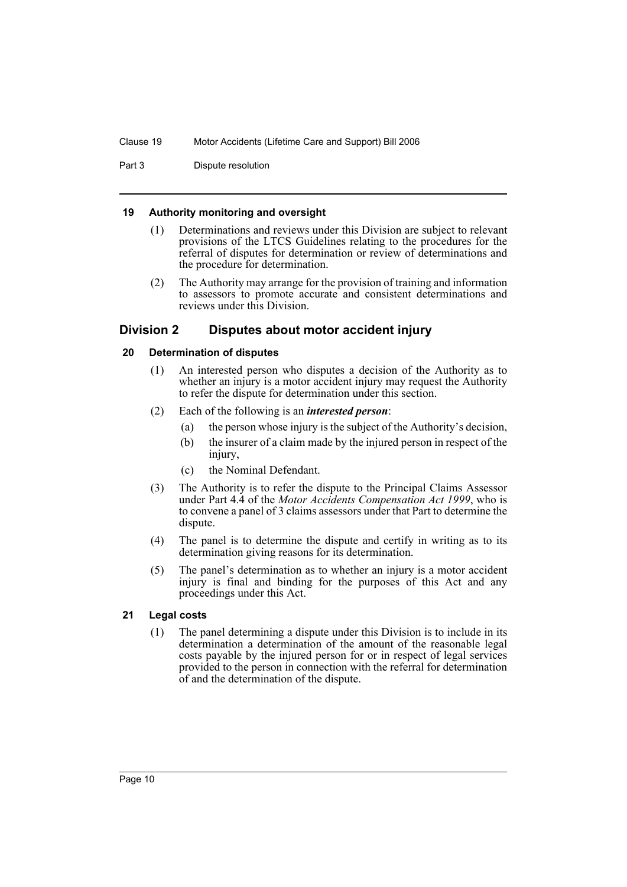#### 19 Authority monitoring and oversight

(1) Determinations and reviews under this Division are subject to relevant provisions of the LTCS Guidelines relating to the procedures for the referral of disputes for determination or review of determinations and the procedure for determination.

(2) The Authority may arrange for the provision of training and information to assessors to promote accurate and consistent determinations and reviews under this Division.

### Division 2 Disputes about motor accident injury

#### 20 Determination of disputes

(1) An interested person who disputes a decision of the Authority as to whether an injury is a motor accident injury may request the Authority to refer the dispute for determination under this section.

(2) Each of the following is an ***interested person***:

(a) the person whose injury is the subject of the Authority's decision,

(b) the insurer of a claim made by the injured person in respect of the injury,

(c) the Nominal Defendant.

(3) The Authority is to refer the dispute to the Principal Claims Assessor under Part 4.4 of the *Motor Accidents Compensation Act 1999*, who is to convene a panel of 3 claims assessors under that Part to determine the dispute.

(4) The panel is to determine the dispute and certify in writing as to its determination giving reasons for its determination.

(5) The panel's determination as to whether an injury is a motor accident injury is final and binding for the purposes of this Act and any proceedings under this Act.

#### 21 Legal costs

(1) The panel determining a dispute under this Division is to include in its determination a determination of the amount of the reasonable legal costs payable by the injured person for or in respect of legal services provided to the person in connection with the referral for determination of and the determination of the dispute.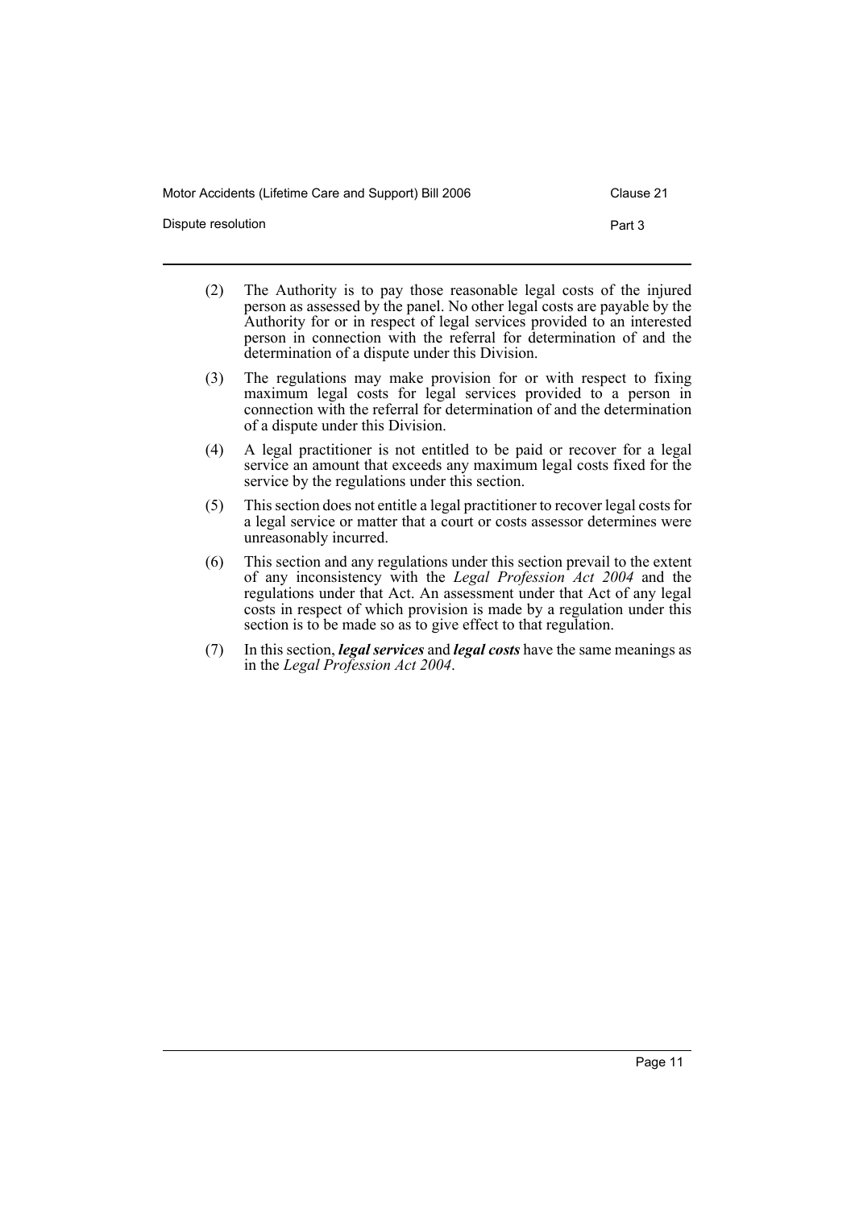(2) The Authority is to pay those reasonable legal costs of the injured person as assessed by the panel. No other legal costs are payable by the Authority for or in respect of legal services provided to an interested person in connection with the referral for determination of and the determination of a dispute under this Division.

(3) The regulations may make provision for or with respect to fixing maximum legal costs for legal services provided to a person in connection with the referral for determination of and the determination of a dispute under this Division.

(4) A legal practitioner is not entitled to be paid or recover for a legal service an amount that exceeds any maximum legal costs fixed for the service by the regulations under this section.

(5) This section does not entitle a legal practitioner to recover legal costs for a legal service or matter that a court or costs assessor determines were unreasonably incurred.

(6) This section and any regulations under this section prevail to the extent of any inconsistency with the *Legal Profession Act 2004* and the regulations under that Act. An assessment under that Act of any legal costs in respect of which provision is made by a regulation under this section is to be made so as to give effect to that regulation.

(7) In this section, ***legal services*** and ***legal costs*** have the same meanings as in the *Legal Profession Act 2004*.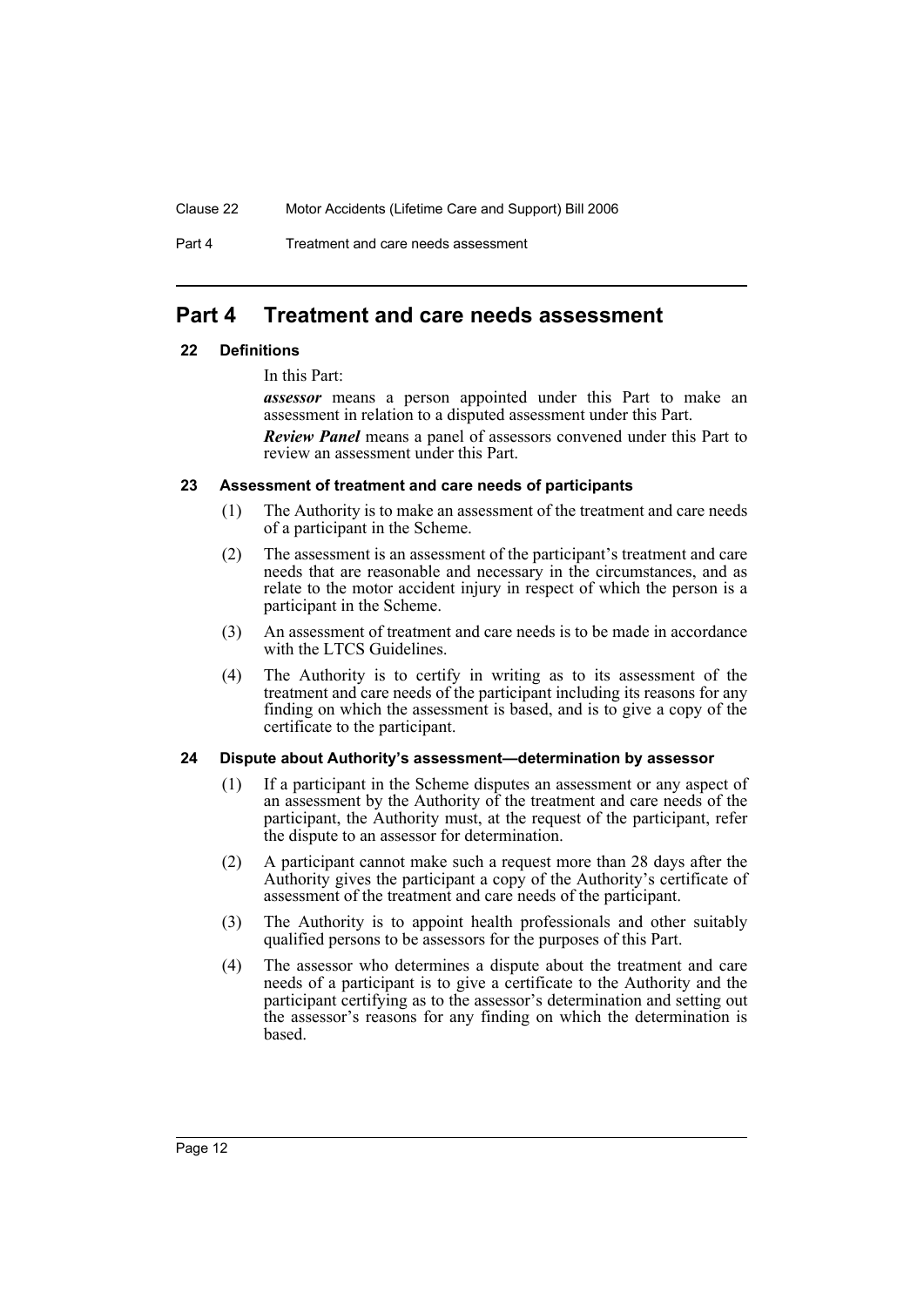# Part 4 Treatment and care needs assessment

### 22 Definitions

In this Part:

***assessor*** means a person appointed under this Part to make an assessment in relation to a disputed assessment under this Part.

***Review Panel*** means a panel of assessors convened under this Part to review an assessment under this Part.

### 23 Assessment of treatment and care needs of participants

(1) The Authority is to make an assessment of the treatment and care needs of a participant in the Scheme.

(2) The assessment is an assessment of the participant's treatment and care needs that are reasonable and necessary in the circumstances, and as relate to the motor accident injury in respect of which the person is a participant in the Scheme.

(3) An assessment of treatment and care needs is to be made in accordance with the LTCS Guidelines.

(4) The Authority is to certify in writing as to its assessment of the treatment and care needs of the participant including its reasons for any finding on which the assessment is based, and is to give a copy of the certificate to the participant.

### 24 Dispute about Authority's assessment—determination by assessor

(1) If a participant in the Scheme disputes an assessment or any aspect of an assessment by the Authority of the treatment and care needs of the participant, the Authority must, at the request of the participant, refer the dispute to an assessor for determination.

(2) A participant cannot make such a request more than 28 days after the Authority gives the participant a copy of the Authority's certificate of assessment of the treatment and care needs of the participant.

(3) The Authority is to appoint health professionals and other suitably qualified persons to be assessors for the purposes of this Part.

(4) The assessor who determines a dispute about the treatment and care needs of a participant is to give a certificate to the Authority and the participant certifying as to the assessor's determination and setting out the assessor's reasons for any finding on which the determination is based.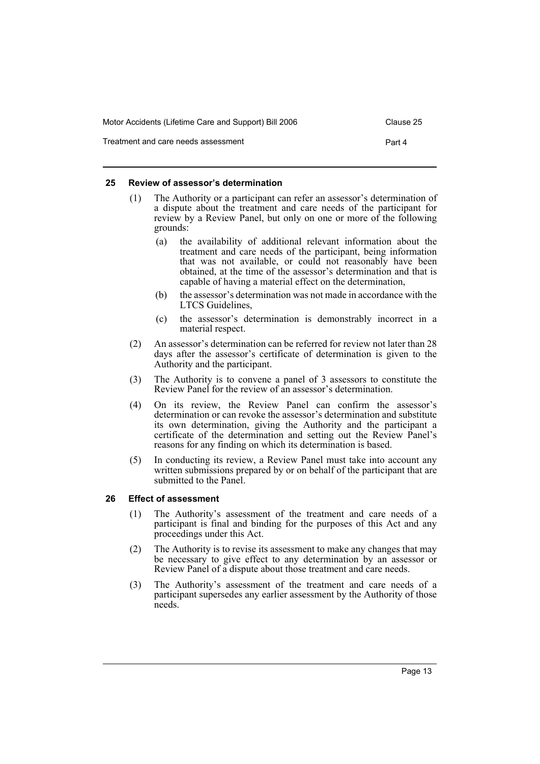### 25 Review of assessor's determination

(1) The Authority or a participant can refer an assessor's determination of a dispute about the treatment and care needs of the participant for review by a Review Panel, but only on one or more of the following grounds:

- (a) the availability of additional relevant information about the treatment and care needs of the participant, being information that was not available, or could not reasonably have been obtained, at the time of the assessor's determination and that is capable of having a material effect on the determination,
- (b) the assessor's determination was not made in accordance with the LTCS Guidelines,
- (c) the assessor's determination is demonstrably incorrect in a material respect.

(2) An assessor's determination can be referred for review not later than 28 days after the assessor's certificate of determination is given to the Authority and the participant.

(3) The Authority is to convene a panel of 3 assessors to constitute the Review Panel for the review of an assessor's determination.

(4) On its review, the Review Panel can confirm the assessor's determination or can revoke the assessor's determination and substitute its own determination, giving the Authority and the participant a certificate of the determination and setting out the Review Panel's reasons for any finding on which its determination is based.

(5) In conducting its review, a Review Panel must take into account any written submissions prepared by or on behalf of the participant that are submitted to the Panel.

### 26 Effect of assessment

(1) The Authority's assessment of the treatment and care needs of a participant is final and binding for the purposes of this Act and any proceedings under this Act.

(2) The Authority is to revise its assessment to make any changes that may be necessary to give effect to any determination by an assessor or Review Panel of a dispute about those treatment and care needs.

(3) The Authority's assessment of the treatment and care needs of a participant supersedes any earlier assessment by the Authority of those needs.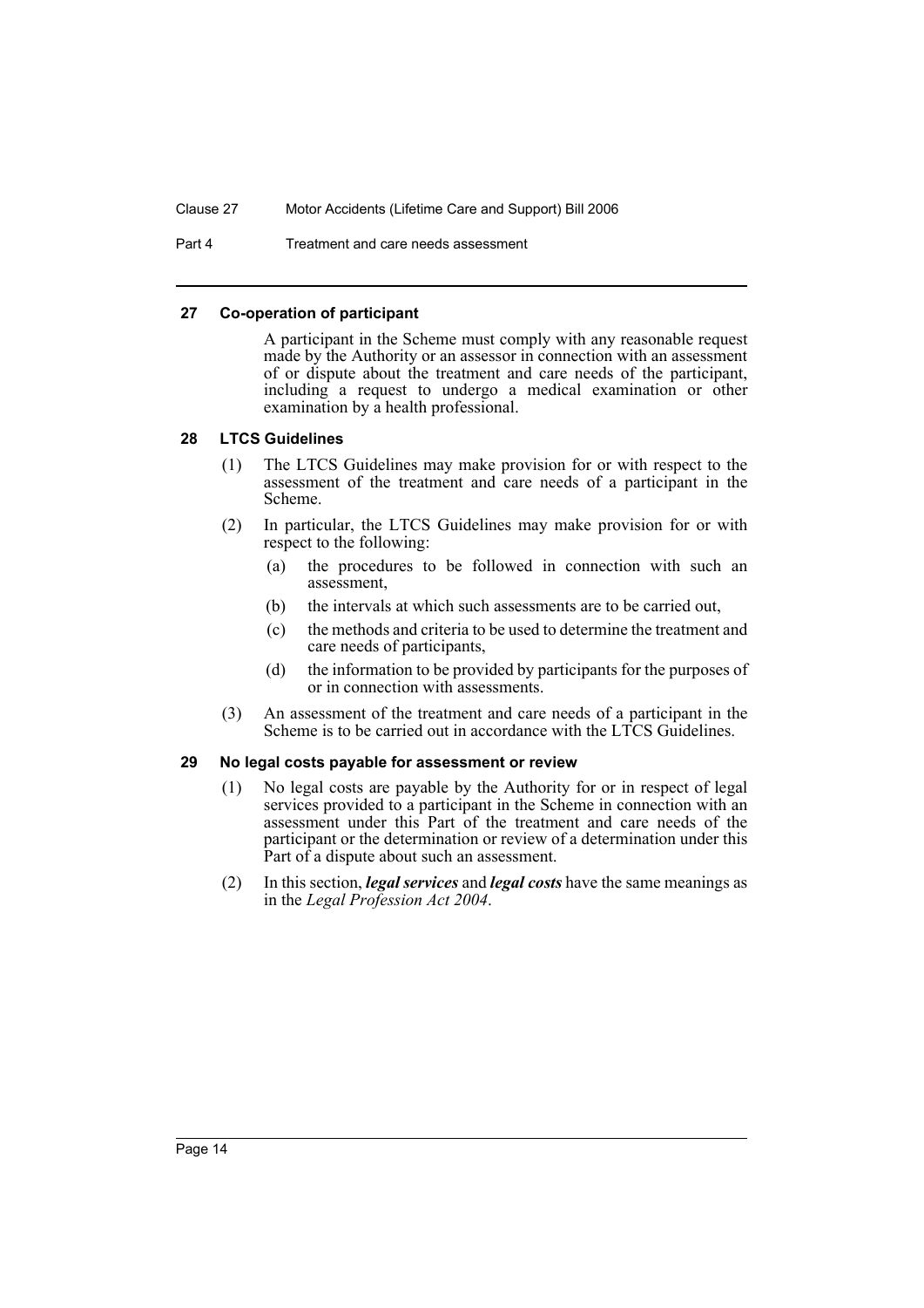#### 27 Co-operation of participant

A participant in the Scheme must comply with any reasonable request made by the Authority or an assessor in connection with an assessment of or dispute about the treatment and care needs of the participant, including a request to undergo a medical examination or other examination by a health professional.

#### 28 LTCS Guidelines

(1) The LTCS Guidelines may make provision for or with respect to the assessment of the treatment and care needs of a participant in the Scheme.

(2) In particular, the LTCS Guidelines may make provision for or with respect to the following:

- (a) the procedures to be followed in connection with such an assessment,
- (b) the intervals at which such assessments are to be carried out,
- (c) the methods and criteria to be used to determine the treatment and care needs of participants,
- (d) the information to be provided by participants for the purposes of or in connection with assessments.

(3) An assessment of the treatment and care needs of a participant in the Scheme is to be carried out in accordance with the LTCS Guidelines.

#### 29 No legal costs payable for assessment or review

(1) No legal costs are payable by the Authority for or in respect of legal services provided to a participant in the Scheme in connection with an assessment under this Part of the treatment and care needs of the participant or the determination or review of a determination under this Part of a dispute about such an assessment.

(2) In this section, ***legal services*** and ***legal costs*** have the same meanings as in the *Legal Profession Act 2004*.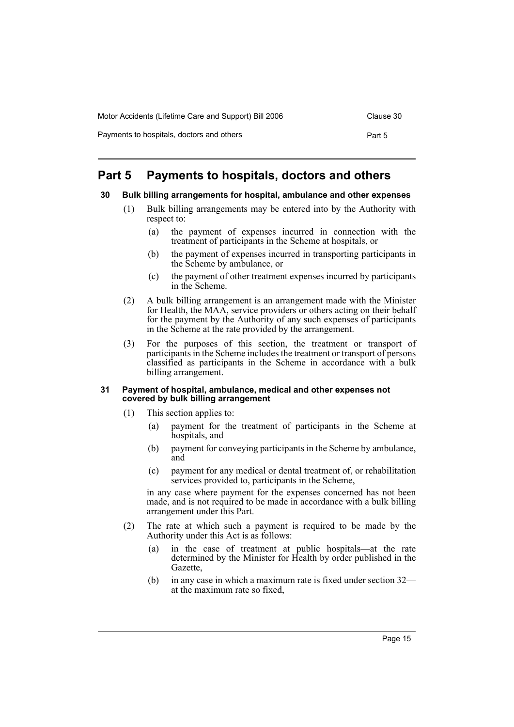# Part 5 Payments to hospitals, doctors and others

## 30 Bulk billing arrangements for hospital, ambulance and other expenses

(1) Bulk billing arrangements may be entered into by the Authority with respect to:

- (a) the payment of expenses incurred in connection with the treatment of participants in the Scheme at hospitals, or
- (b) the payment of expenses incurred in transporting participants in the Scheme by ambulance, or
- (c) the payment of other treatment expenses incurred by participants in the Scheme.

(2) A bulk billing arrangement is an arrangement made with the Minister for Health, the MAA, service providers or others acting on their behalf for the payment by the Authority of any such expenses of participants in the Scheme at the rate provided by the arrangement.

(3) For the purposes of this section, the treatment or transport of participants in the Scheme includes the treatment or transport of persons classified as participants in the Scheme in accordance with a bulk billing arrangement.

## 31 Payment of hospital, ambulance, medical and other expenses not covered by bulk billing arrangement

(1) This section applies to:

- (a) payment for the treatment of participants in the Scheme at hospitals, and
- (b) payment for conveying participants in the Scheme by ambulance, and
- (c) payment for any medical or dental treatment of, or rehabilitation services provided to, participants in the Scheme,

in any case where payment for the expenses concerned has not been made, and is not required to be made in accordance with a bulk billing arrangement under this Part.

(2) The rate at which such a payment is required to be made by the Authority under this Act is as follows:

- (a) in the case of treatment at public hospitals—at the rate determined by the Minister for Health by order published in the Gazette,
- (b) in any case in which a maximum rate is fixed under section 32—at the maximum rate so fixed,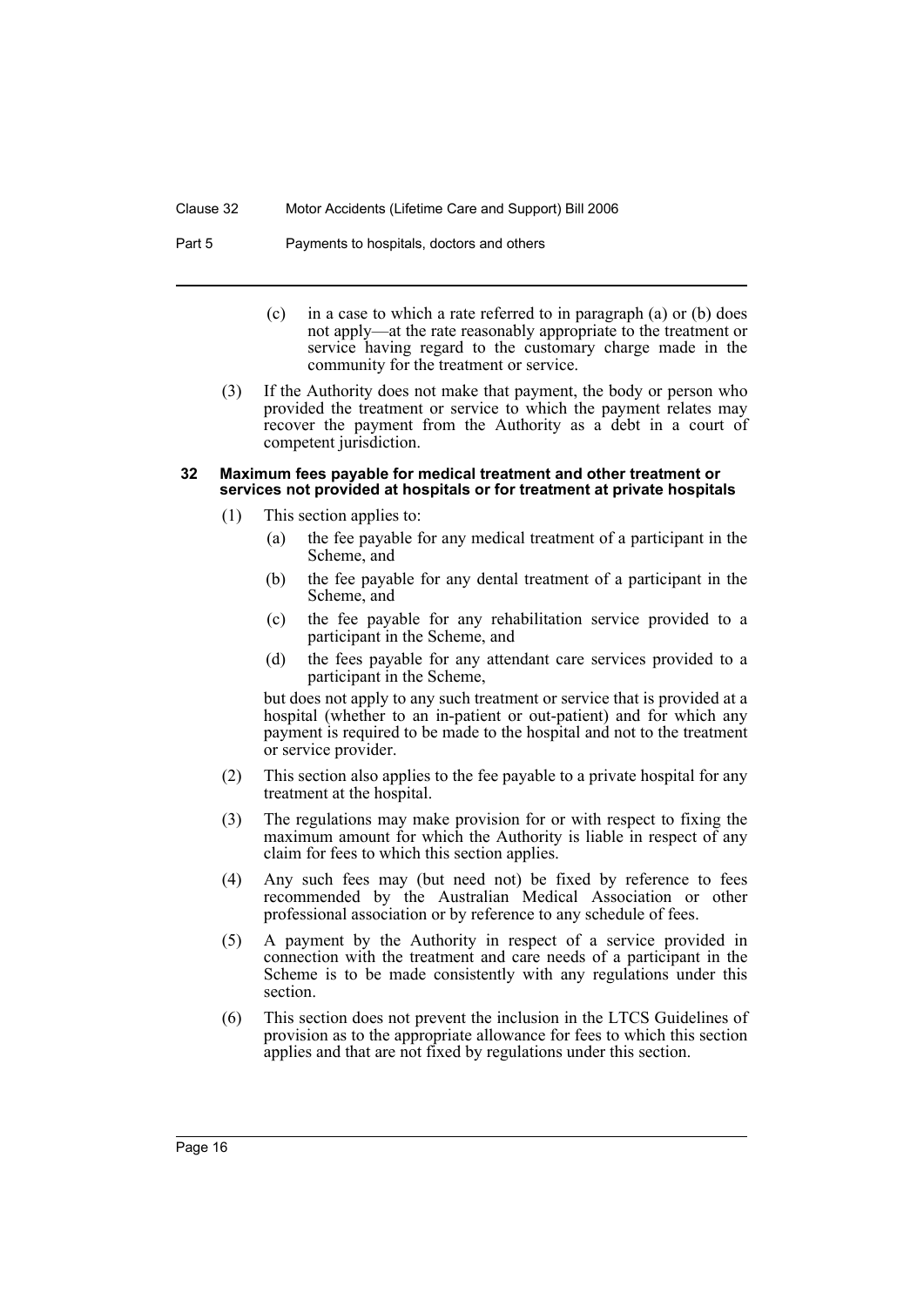(c) in a case to which a rate referred to in paragraph (a) or (b) does not apply—at the rate reasonably appropriate to the treatment or service having regard to the customary charge made in the community for the treatment or service.

(3) If the Authority does not make that payment, the body or person who provided the treatment or service to which the payment relates may recover the payment from the Authority as a debt in a court of competent jurisdiction.

#### 32 Maximum fees payable for medical treatment and other treatment or services not provided at hospitals or for treatment at private hospitals

(1) This section applies to:

(a) the fee payable for any medical treatment of a participant in the Scheme, and

(b) the fee payable for any dental treatment of a participant in the Scheme, and

(c) the fee payable for any rehabilitation service provided to a participant in the Scheme, and

(d) the fees payable for any attendant care services provided to a participant in the Scheme,

but does not apply to any such treatment or service that is provided at a hospital (whether to an in-patient or out-patient) and for which any payment is required to be made to the hospital and not to the treatment or service provider.

(2) This section also applies to the fee payable to a private hospital for any treatment at the hospital.

(3) The regulations may make provision for or with respect to fixing the maximum amount for which the Authority is liable in respect of any claim for fees to which this section applies.

(4) Any such fees may (but need not) be fixed by reference to fees recommended by the Australian Medical Association or other professional association or by reference to any schedule of fees.

(5) A payment by the Authority in respect of a service provided in connection with the treatment and care needs of a participant in the Scheme is to be made consistently with any regulations under this section.

(6) This section does not prevent the inclusion in the LTCS Guidelines of provision as to the appropriate allowance for fees to which this section applies and that are not fixed by regulations under this section.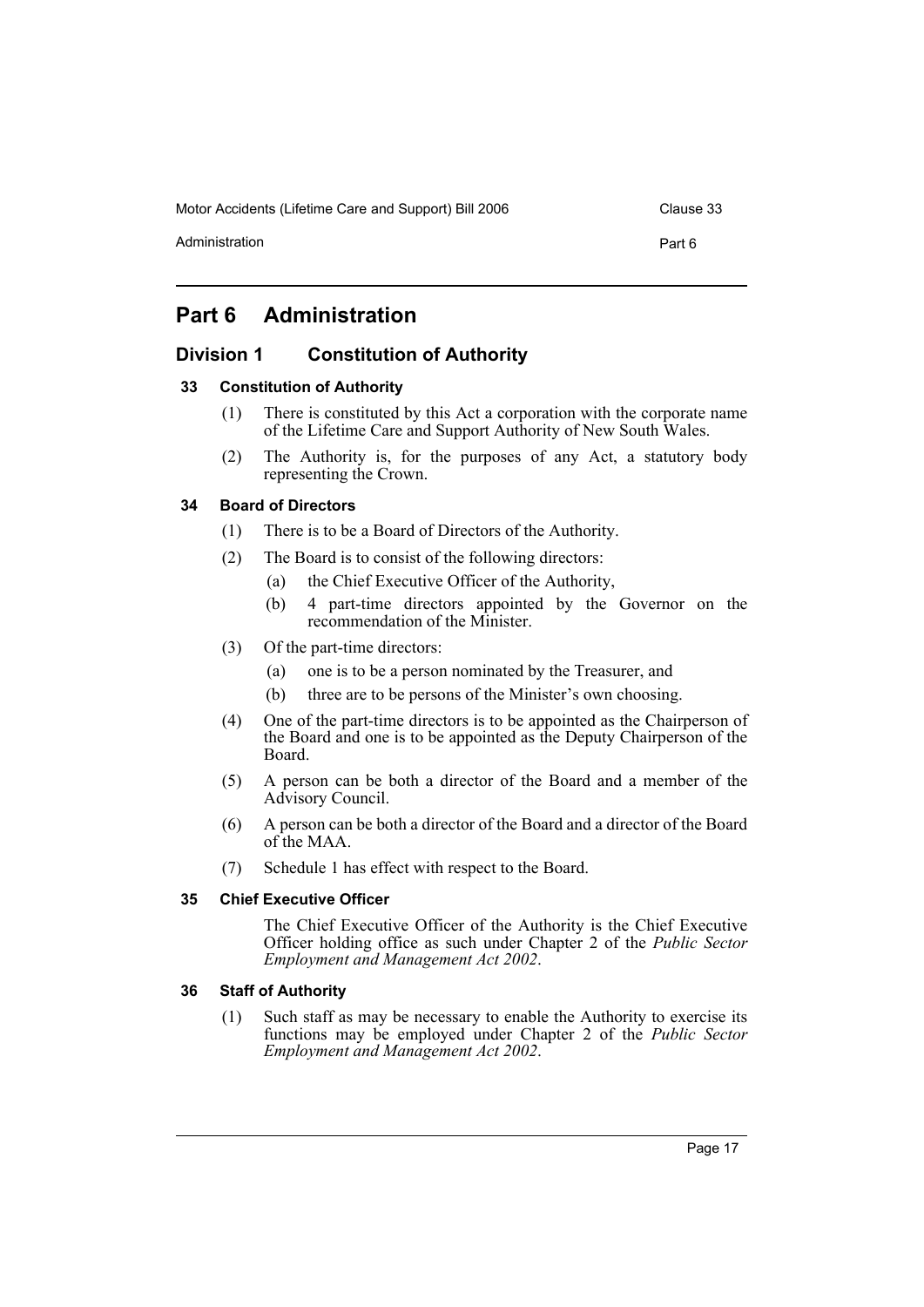# Part 6 Administration

## Division 1 Constitution of Authority

### 33 Constitution of Authority

(1) There is constituted by this Act a corporation with the corporate name of the Lifetime Care and Support Authority of New South Wales.

(2) The Authority is, for the purposes of any Act, a statutory body representing the Crown.

### 34 Board of Directors

(1) There is to be a Board of Directors of the Authority.

(2) The Board is to consist of the following directors:

- (a) the Chief Executive Officer of the Authority,
- (b) 4 part-time directors appointed by the Governor on the recommendation of the Minister.

(3) Of the part-time directors:

- (a) one is to be a person nominated by the Treasurer, and
- (b) three are to be persons of the Minister's own choosing.

(4) One of the part-time directors is to be appointed as the Chairperson of the Board and one is to be appointed as the Deputy Chairperson of the Board.

(5) A person can be both a director of the Board and a member of the Advisory Council.

(6) A person can be both a director of the Board and a director of the Board of the MAA.

(7) Schedule 1 has effect with respect to the Board.

### 35 Chief Executive Officer

The Chief Executive Officer of the Authority is the Chief Executive Officer holding office as such under Chapter 2 of the *Public Sector Employment and Management Act 2002*.

### 36 Staff of Authority

(1) Such staff as may be necessary to enable the Authority to exercise its functions may be employed under Chapter 2 of the *Public Sector Employment and Management Act 2002*.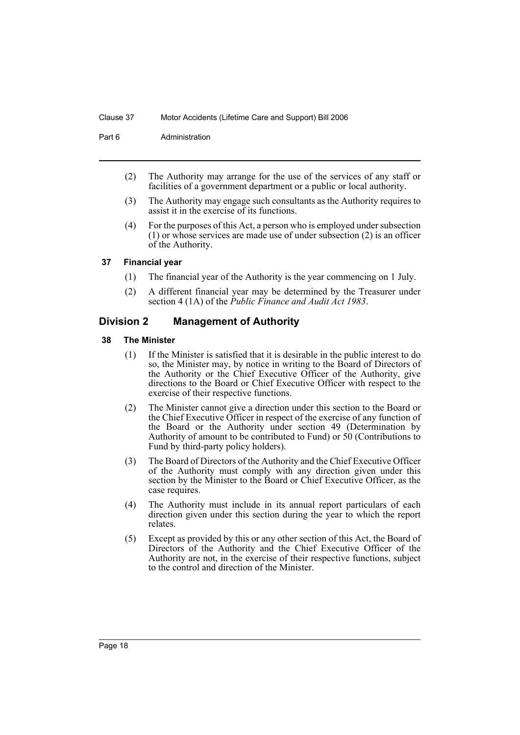(2) The Authority may arrange for the use of the services of any staff or facilities of a government department or a public or local authority.

(3) The Authority may engage such consultants as the Authority requires to assist it in the exercise of its functions.

(4) For the purposes of this Act, a person who is employed under subsection (1) or whose services are made use of under subsection (2) is an officer of the Authority.

### 37 Financial year

(1) The financial year of the Authority is the year commencing on 1 July.

(2) A different financial year may be determined by the Treasurer under section 4 (1A) of the *Public Finance and Audit Act 1983*.

## Division 2 Management of Authority

### 38 The Minister

(1) If the Minister is satisfied that it is desirable in the public interest to do so, the Minister may, by notice in writing to the Board of Directors of the Authority or the Chief Executive Officer of the Authority, give directions to the Board or Chief Executive Officer with respect to the exercise of their respective functions.

(2) The Minister cannot give a direction under this section to the Board or the Chief Executive Officer in respect of the exercise of any function of the Board or the Authority under section 49 (Determination by Authority of amount to be contributed to Fund) or 50 (Contributions to Fund by third-party policy holders).

(3) The Board of Directors of the Authority and the Chief Executive Officer of the Authority must comply with any direction given under this section by the Minister to the Board or Chief Executive Officer, as the case requires.

(4) The Authority must include in its annual report particulars of each direction given under this section during the year to which the report relates.

(5) Except as provided by this or any other section of this Act, the Board of Directors of the Authority and the Chief Executive Officer of the Authority are not, in the exercise of their respective functions, subject to the control and direction of the Minister.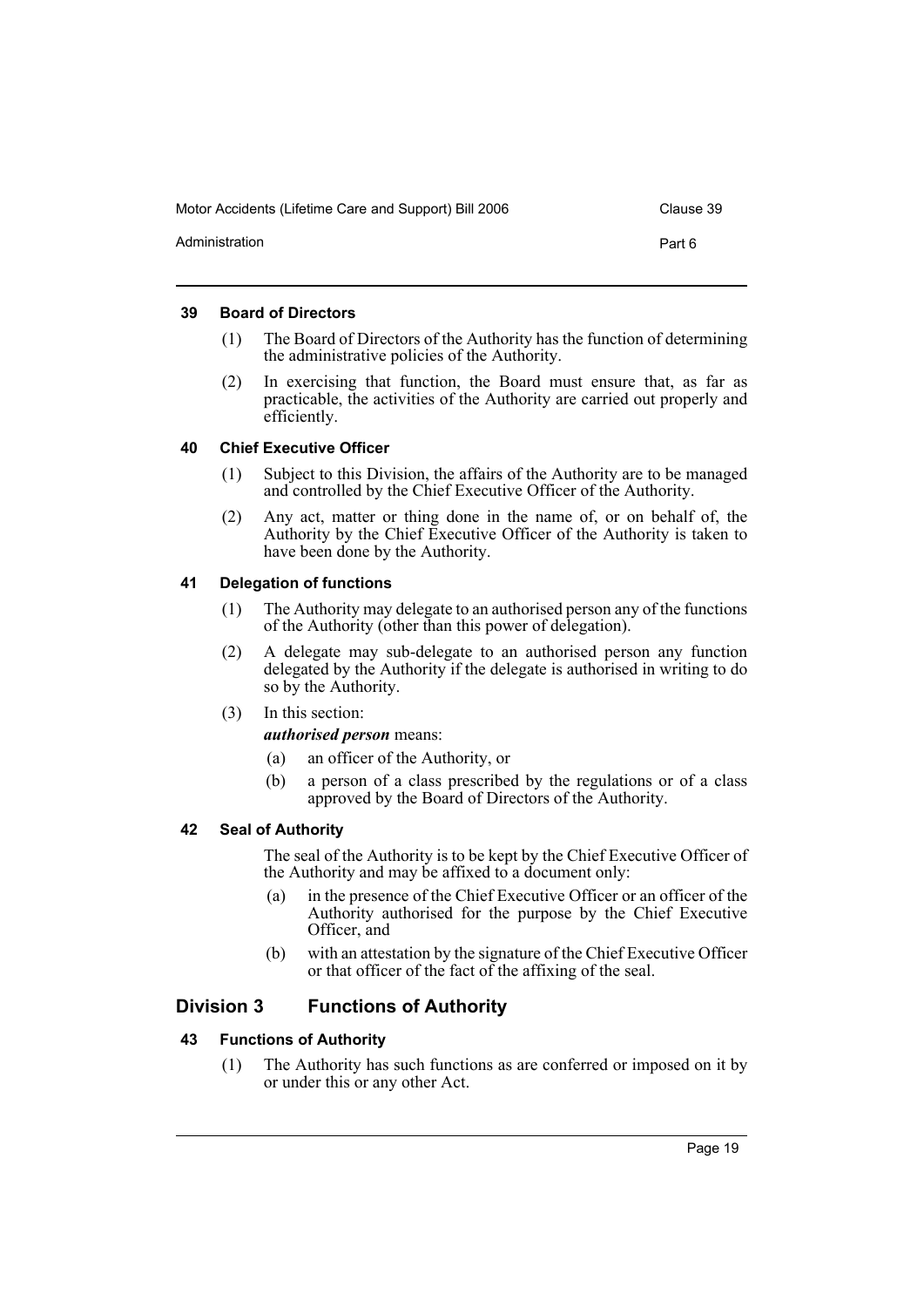#### 39 Board of Directors

(1) The Board of Directors of the Authority has the function of determining the administrative policies of the Authority.

(2) In exercising that function, the Board must ensure that, as far as practicable, the activities of the Authority are carried out properly and efficiently.

#### 40 Chief Executive Officer

(1) Subject to this Division, the affairs of the Authority are to be managed and controlled by the Chief Executive Officer of the Authority.

(2) Any act, matter or thing done in the name of, or on behalf of, the Authority by the Chief Executive Officer of the Authority is taken to have been done by the Authority.

#### 41 Delegation of functions

(1) The Authority may delegate to an authorised person any of the functions of the Authority (other than this power of delegation).

(2) A delegate may sub-delegate to an authorised person any function delegated by the Authority if the delegate is authorised in writing to do so by the Authority.

(3) In this section:

***authorised person*** means:

(a) an officer of the Authority, or

(b) a person of a class prescribed by the regulations or of a class approved by the Board of Directors of the Authority.

#### 42 Seal of Authority

The seal of the Authority is to be kept by the Chief Executive Officer of the Authority and may be affixed to a document only:

(a) in the presence of the Chief Executive Officer or an officer of the Authority authorised for the purpose by the Chief Executive Officer, and

(b) with an attestation by the signature of the Chief Executive Officer or that officer of the fact of the affixing of the seal.

### Division 3 Functions of Authority

#### 43 Functions of Authority

(1) The Authority has such functions as are conferred or imposed on it by or under this or any other Act.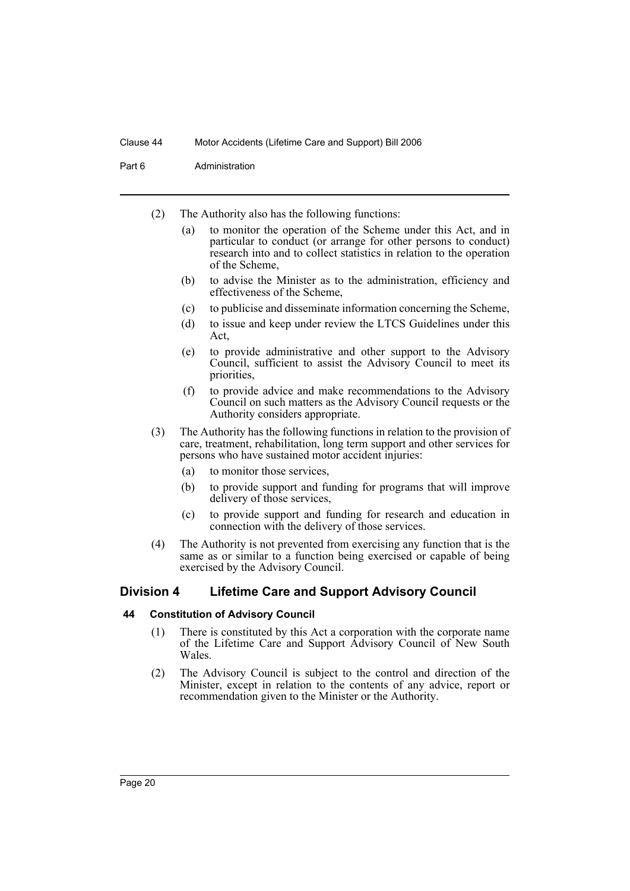(2) The Authority also has the following functions:

(a) to monitor the operation of the Scheme under this Act, and in particular to conduct (or arrange for other persons to conduct) research into and to collect statistics in relation to the operation of the Scheme,

(b) to advise the Minister as to the administration, efficiency and effectiveness of the Scheme,

(c) to publicise and disseminate information concerning the Scheme,

(d) to issue and keep under review the LTCS Guidelines under this Act,

(e) to provide administrative and other support to the Advisory Council, sufficient to assist the Advisory Council to meet its priorities,

(f) to provide advice and make recommendations to the Advisory Council on such matters as the Advisory Council requests or the Authority considers appropriate.

(3) The Authority has the following functions in relation to the provision of care, treatment, rehabilitation, long term support and other services for persons who have sustained motor accident injuries:

(a) to monitor those services,

(b) to provide support and funding for programs that will improve delivery of those services,

(c) to provide support and funding for research and education in connection with the delivery of those services.

(4) The Authority is not prevented from exercising any function that is the same as or similar to a function being exercised or capable of being exercised by the Advisory Council.

## Division 4 Lifetime Care and Support Advisory Council

### 44 Constitution of Advisory Council

(1) There is constituted by this Act a corporation with the corporate name of the Lifetime Care and Support Advisory Council of New South Wales.

(2) The Advisory Council is subject to the control and direction of the Minister, except in relation to the contents of any advice, report or recommendation given to the Minister or the Authority.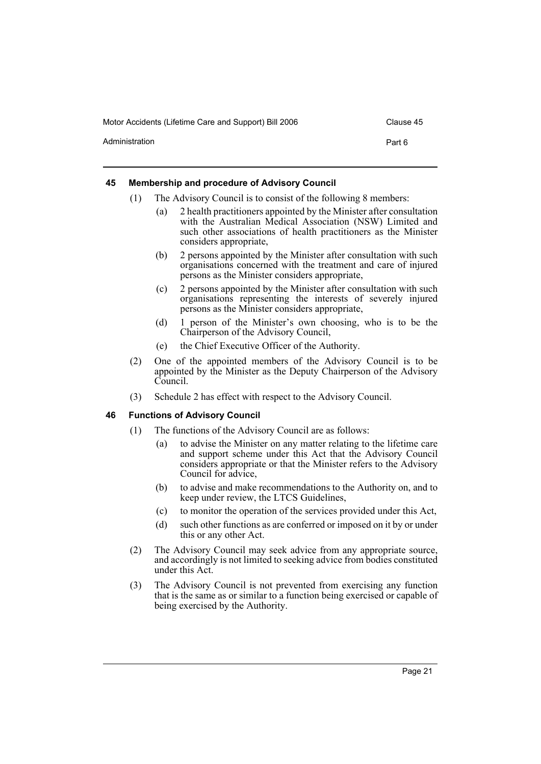## 45 Membership and procedure of Advisory Council

(1) The Advisory Council is to consist of the following 8 members:

- (a) 2 health practitioners appointed by the Minister after consultation with the Australian Medical Association (NSW) Limited and such other associations of health practitioners as the Minister considers appropriate,
- (b) 2 persons appointed by the Minister after consultation with such organisations concerned with the treatment and care of injured persons as the Minister considers appropriate,
- (c) 2 persons appointed by the Minister after consultation with such organisations representing the interests of severely injured persons as the Minister considers appropriate,
- (d) 1 person of the Minister's own choosing, who is to be the Chairperson of the Advisory Council,
- (e) the Chief Executive Officer of the Authority.

(2) One of the appointed members of the Advisory Council is to be appointed by the Minister as the Deputy Chairperson of the Advisory Council.

(3) Schedule 2 has effect with respect to the Advisory Council.

## 46 Functions of Advisory Council

(1) The functions of the Advisory Council are as follows:

- (a) to advise the Minister on any matter relating to the lifetime care and support scheme under this Act that the Advisory Council considers appropriate or that the Minister refers to the Advisory Council for advice,
- (b) to advise and make recommendations to the Authority on, and to keep under review, the LTCS Guidelines,
- (c) to monitor the operation of the services provided under this Act,
- (d) such other functions as are conferred or imposed on it by or under this or any other Act.

(2) The Advisory Council may seek advice from any appropriate source, and accordingly is not limited to seeking advice from bodies constituted under this Act.

(3) The Advisory Council is not prevented from exercising any function that is the same as or similar to a function being exercised or capable of being exercised by the Authority.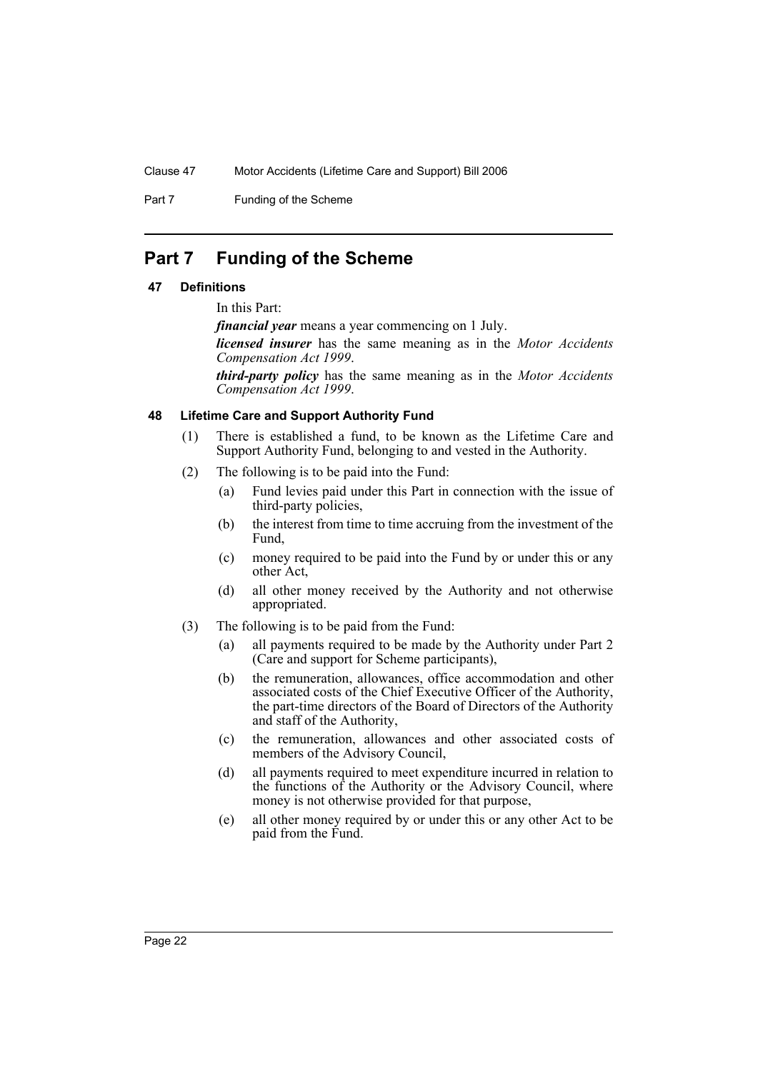# Part 7 Funding of the Scheme

## 47 Definitions

In this Part:

***financial year*** means a year commencing on 1 July.

***licensed insurer*** has the same meaning as in the *Motor Accidents Compensation Act 1999*.

***third-party policy*** has the same meaning as in the *Motor Accidents Compensation Act 1999*.

## 48 Lifetime Care and Support Authority Fund

(1) There is established a fund, to be known as the Lifetime Care and Support Authority Fund, belonging to and vested in the Authority.

(2) The following is to be paid into the Fund:

- (a) Fund levies paid under this Part in connection with the issue of third-party policies,
- (b) the interest from time to time accruing from the investment of the Fund,
- (c) money required to be paid into the Fund by or under this or any other Act,
- (d) all other money received by the Authority and not otherwise appropriated.

(3) The following is to be paid from the Fund:

- (a) all payments required to be made by the Authority under Part 2 (Care and support for Scheme participants),
- (b) the remuneration, allowances, office accommodation and other associated costs of the Chief Executive Officer of the Authority, the part-time directors of the Board of Directors of the Authority and staff of the Authority,
- (c) the remuneration, allowances and other associated costs of members of the Advisory Council,
- (d) all payments required to meet expenditure incurred in relation to the functions of the Authority or the Advisory Council, where money is not otherwise provided for that purpose,
- (e) all other money required by or under this or any other Act to be paid from the Fund.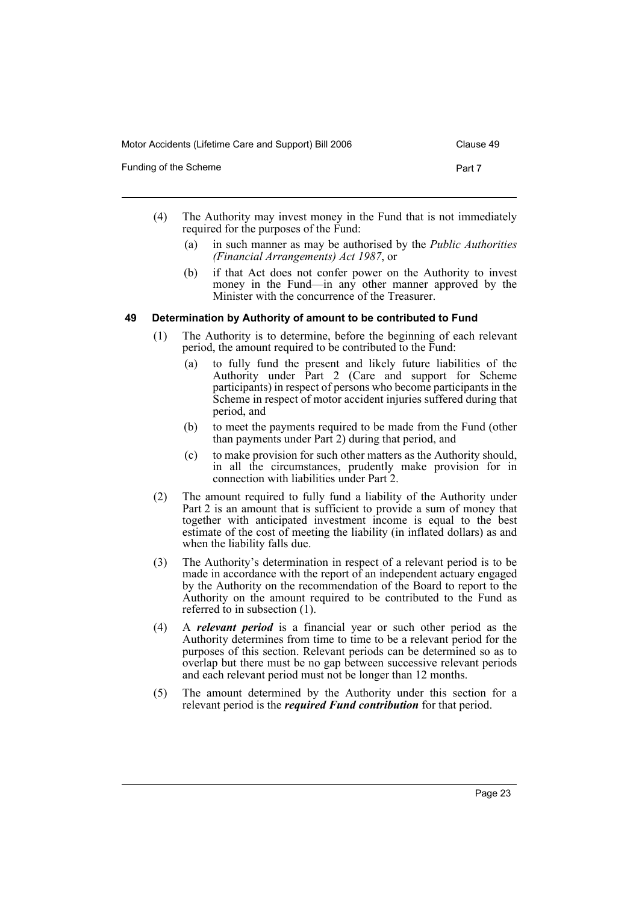(4) The Authority may invest money in the Fund that is not immediately required for the purposes of the Fund:

- (a) in such manner as may be authorised by the *Public Authorities (Financial Arrangements) Act 1987*, or
- (b) if that Act does not confer power on the Authority to invest money in the Fund—in any other manner approved by the Minister with the concurrence of the Treasurer.

### 49 Determination by Authority of amount to be contributed to Fund

(1) The Authority is to determine, before the beginning of each relevant period, the amount required to be contributed to the Fund:

- (a) to fully fund the present and likely future liabilities of the Authority under Part 2 (Care and support for Scheme participants) in respect of persons who become participants in the Scheme in respect of motor accident injuries suffered during that period, and
- (b) to meet the payments required to be made from the Fund (other than payments under Part 2) during that period, and
- (c) to make provision for such other matters as the Authority should, in all the circumstances, prudently make provision for in connection with liabilities under Part 2.

(2) The amount required to fully fund a liability of the Authority under Part 2 is an amount that is sufficient to provide a sum of money that together with anticipated investment income is equal to the best estimate of the cost of meeting the liability (in inflated dollars) as and when the liability falls due.

(3) The Authority's determination in respect of a relevant period is to be made in accordance with the report of an independent actuary engaged by the Authority on the recommendation of the Board to report to the Authority on the amount required to be contributed to the Fund as referred to in subsection (1).

(4) A ***relevant period*** is a financial year or such other period as the Authority determines from time to time to be a relevant period for the purposes of this section. Relevant periods can be determined so as to overlap but there must be no gap between successive relevant periods and each relevant period must not be longer than 12 months.

(5) The amount determined by the Authority under this section for a relevant period is the ***required Fund contribution*** for that period.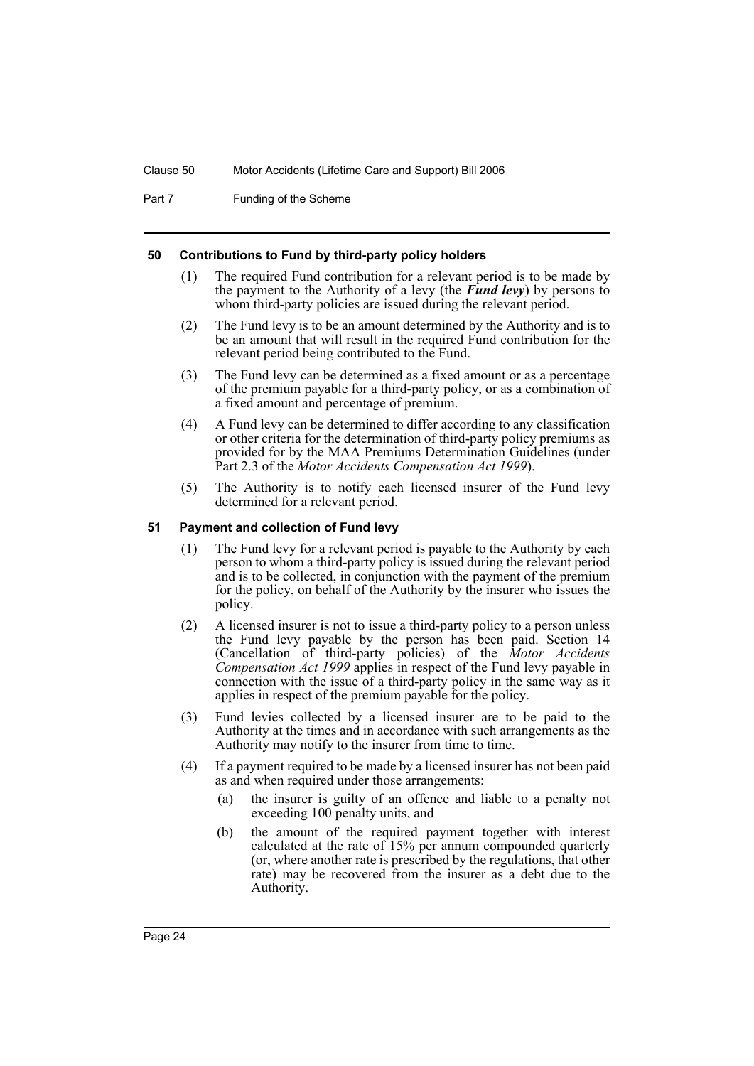### 50 Contributions to Fund by third-party policy holders

(1) The required Fund contribution for a relevant period is to be made by the payment to the Authority of a levy (the ***Fund levy***) by persons to whom third-party policies are issued during the relevant period.

(2) The Fund levy is to be an amount determined by the Authority and is to be an amount that will result in the required Fund contribution for the relevant period being contributed to the Fund.

(3) The Fund levy can be determined as a fixed amount or as a percentage of the premium payable for a third-party policy, or as a combination of a fixed amount and percentage of premium.

(4) A Fund levy can be determined to differ according to any classification or other criteria for the determination of third-party policy premiums as provided for by the MAA Premiums Determination Guidelines (under Part 2.3 of the *Motor Accidents Compensation Act 1999*).

(5) The Authority is to notify each licensed insurer of the Fund levy determined for a relevant period.

### 51 Payment and collection of Fund levy

(1) The Fund levy for a relevant period is payable to the Authority by each person to whom a third-party policy is issued during the relevant period and is to be collected, in conjunction with the payment of the premium for the policy, on behalf of the Authority by the insurer who issues the policy.

(2) A licensed insurer is not to issue a third-party policy to a person unless the Fund levy payable by the person has been paid. Section 14 (Cancellation of third-party policies) of the *Motor Accidents Compensation Act 1999* applies in respect of the Fund levy payable in connection with the issue of a third-party policy in the same way as it applies in respect of the premium payable for the policy.

(3) Fund levies collected by a licensed insurer are to be paid to the Authority at the times and in accordance with such arrangements as the Authority may notify to the insurer from time to time.

(4) If a payment required to be made by a licensed insurer has not been paid as and when required under those arrangements:

(a) the insurer is guilty of an offence and liable to a penalty not exceeding 100 penalty units, and

(b) the amount of the required payment together with interest calculated at the rate of 15% per annum compounded quarterly (or, where another rate is prescribed by the regulations, that other rate) may be recovered from the insurer as a debt due to the Authority.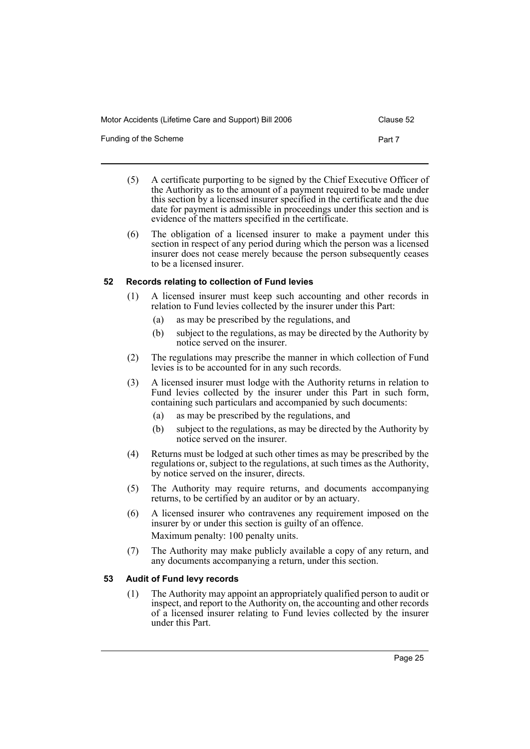(5) A certificate purporting to be signed by the Chief Executive Officer of the Authority as to the amount of a payment required to be made under this section by a licensed insurer specified in the certificate and the due date for payment is admissible in proceedings under this section and is evidence of the matters specified in the certificate.

(6) The obligation of a licensed insurer to make a payment under this section in respect of any period during which the person was a licensed insurer does not cease merely because the person subsequently ceases to be a licensed insurer.

### 52 Records relating to collection of Fund levies

(1) A licensed insurer must keep such accounting and other records in relation to Fund levies collected by the insurer under this Part:

- (a) as may be prescribed by the regulations, and
- (b) subject to the regulations, as may be directed by the Authority by notice served on the insurer.

(2) The regulations may prescribe the manner in which collection of Fund levies is to be accounted for in any such records.

(3) A licensed insurer must lodge with the Authority returns in relation to Fund levies collected by the insurer under this Part in such form, containing such particulars and accompanied by such documents:

- (a) as may be prescribed by the regulations, and
- (b) subject to the regulations, as may be directed by the Authority by notice served on the insurer.

(4) Returns must be lodged at such other times as may be prescribed by the regulations or, subject to the regulations, at such times as the Authority, by notice served on the insurer, directs.

(5) The Authority may require returns, and documents accompanying returns, to be certified by an auditor or by an actuary.

(6) A licensed insurer who contravenes any requirement imposed on the insurer by or under this section is guilty of an offence.

Maximum penalty: 100 penalty units.

(7) The Authority may make publicly available a copy of any return, and any documents accompanying a return, under this section.

### 53 Audit of Fund levy records

(1) The Authority may appoint an appropriately qualified person to audit or inspect, and report to the Authority on, the accounting and other records of a licensed insurer relating to Fund levies collected by the insurer under this Part.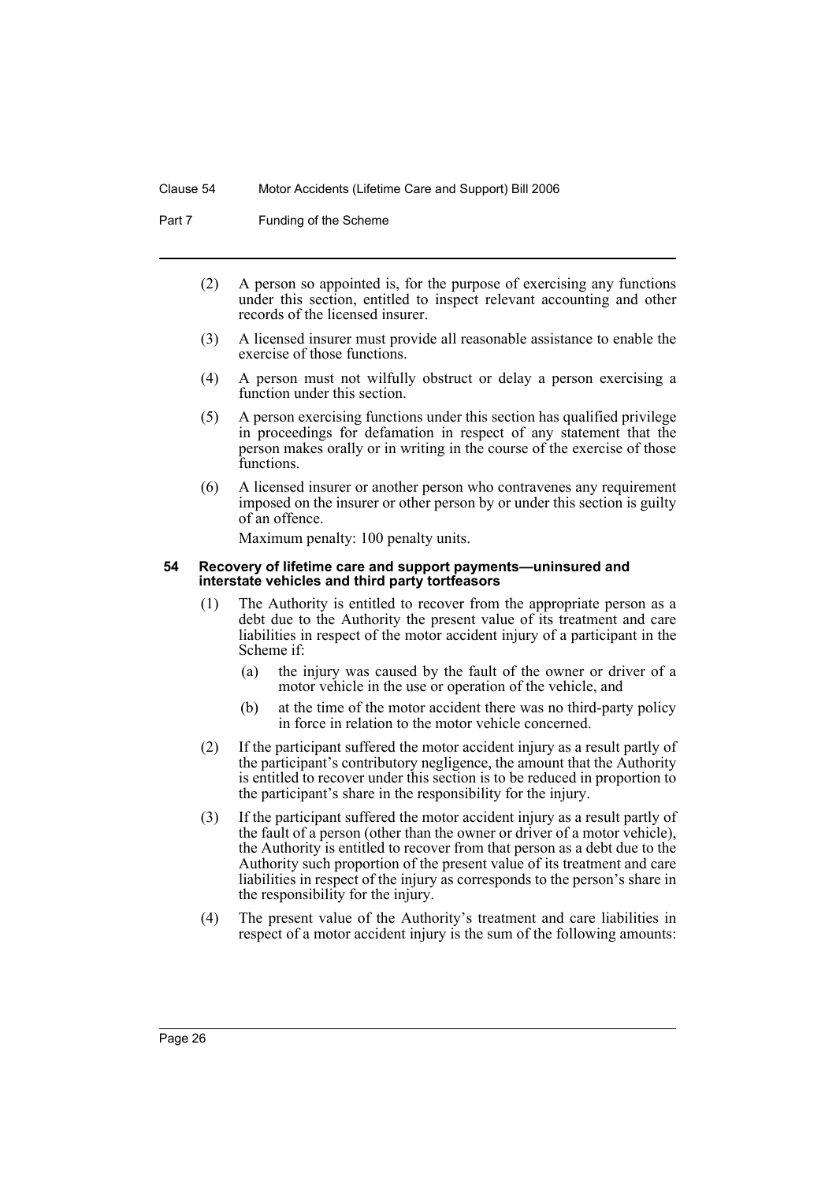(2) A person so appointed is, for the purpose of exercising any functions under this section, entitled to inspect relevant accounting and other records of the licensed insurer.

(3) A licensed insurer must provide all reasonable assistance to enable the exercise of those functions.

(4) A person must not wilfully obstruct or delay a person exercising a function under this section.

(5) A person exercising functions under this section has qualified privilege in proceedings for defamation in respect of any statement that the person makes orally or in writing in the course of the exercise of those functions.

(6) A licensed insurer or another person who contravenes any requirement imposed on the insurer or other person by or under this section is guilty of an offence.

Maximum penalty: 100 penalty units.

#### 54 Recovery of lifetime care and support payments—uninsured and interstate vehicles and third party tortfeasors

(1) The Authority is entitled to recover from the appropriate person as a debt due to the Authority the present value of its treatment and care liabilities in respect of the motor accident injury of a participant in the Scheme if:

- (a) the injury was caused by the fault of the owner or driver of a motor vehicle in the use or operation of the vehicle, and
- (b) at the time of the motor accident there was no third-party policy in force in relation to the motor vehicle concerned.

(2) If the participant suffered the motor accident injury as a result partly of the participant's contributory negligence, the amount that the Authority is entitled to recover under this section is to be reduced in proportion to the participant's share in the responsibility for the injury.

(3) If the participant suffered the motor accident injury as a result partly of the fault of a person (other than the owner or driver of a motor vehicle), the Authority is entitled to recover from that person as a debt due to the Authority such proportion of the present value of its treatment and care liabilities in respect of the injury as corresponds to the person's share in the responsibility for the injury.

(4) The present value of the Authority's treatment and care liabilities in respect of a motor accident injury is the sum of the following amounts: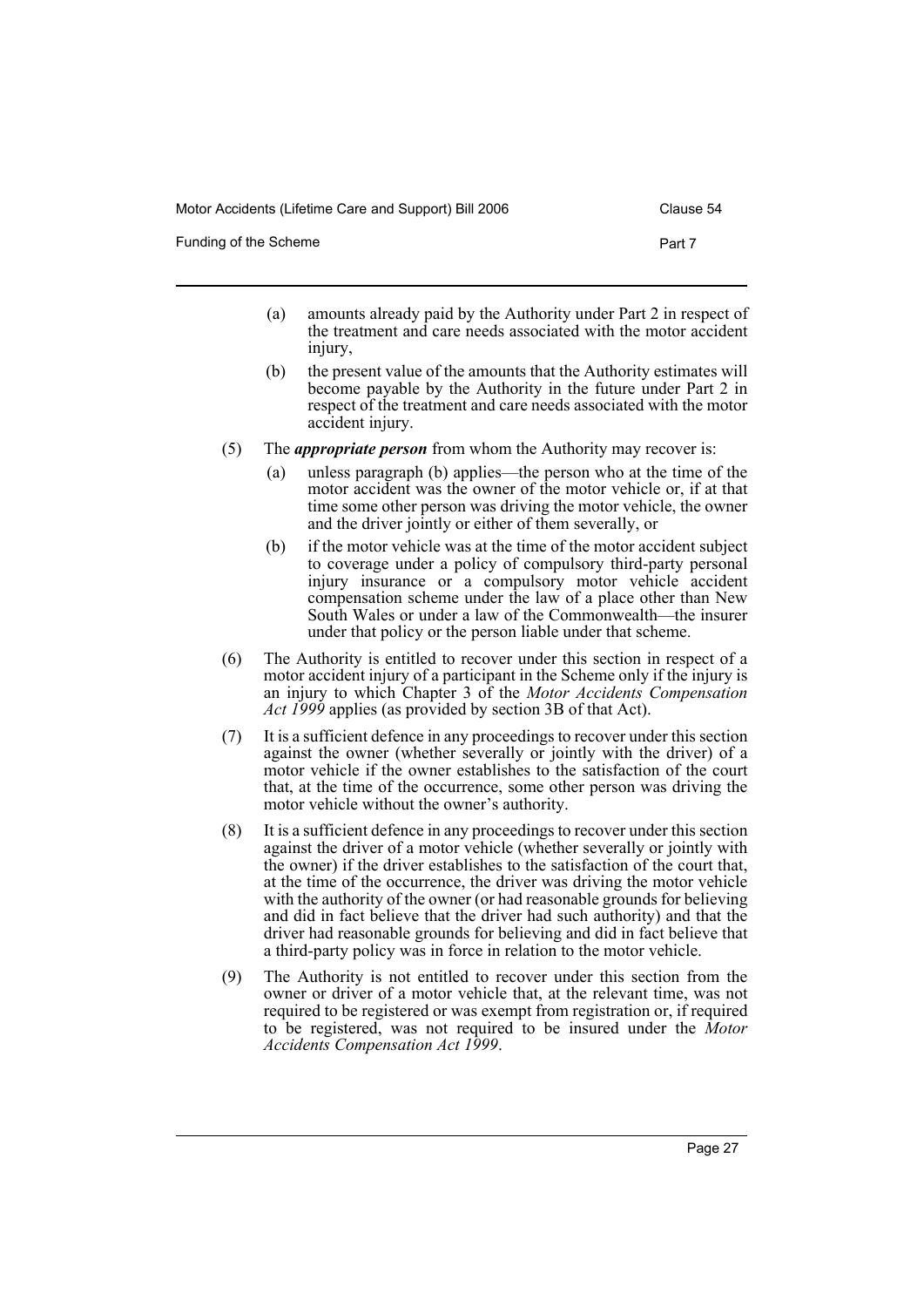(a) amounts already paid by the Authority under Part 2 in respect of the treatment and care needs associated with the motor accident injury,

(b) the present value of the amounts that the Authority estimates will become payable by the Authority in the future under Part 2 in respect of the treatment and care needs associated with the motor accident injury.

(5) The ***appropriate person*** from whom the Authority may recover is:

(a) unless paragraph (b) applies—the person who at the time of the motor accident was the owner of the motor vehicle or, if at that time some other person was driving the motor vehicle, the owner and the driver jointly or either of them severally, or

(b) if the motor vehicle was at the time of the motor accident subject to coverage under a policy of compulsory third-party personal injury insurance or a compulsory motor vehicle accident compensation scheme under the law of a place other than New South Wales or under a law of the Commonwealth—the insurer under that policy or the person liable under that scheme.

(6) The Authority is entitled to recover under this section in respect of a motor accident injury of a participant in the Scheme only if the injury is an injury to which Chapter 3 of the *Motor Accidents Compensation Act 1999* applies (as provided by section 3B of that Act).

(7) It is a sufficient defence in any proceedings to recover under this section against the owner (whether severally or jointly with the driver) of a motor vehicle if the owner establishes to the satisfaction of the court that, at the time of the occurrence, some other person was driving the motor vehicle without the owner's authority.

(8) It is a sufficient defence in any proceedings to recover under this section against the driver of a motor vehicle (whether severally or jointly with the owner) if the driver establishes to the satisfaction of the court that, at the time of the occurrence, the driver was driving the motor vehicle with the authority of the owner (or had reasonable grounds for believing and did in fact believe that the driver had such authority) and that the driver had reasonable grounds for believing and did in fact believe that a third-party policy was in force in relation to the motor vehicle.

(9) The Authority is not entitled to recover under this section from the owner or driver of a motor vehicle that, at the relevant time, was not required to be registered or was exempt from registration or, if required to be registered, was not required to be insured under the *Motor Accidents Compensation Act 1999*.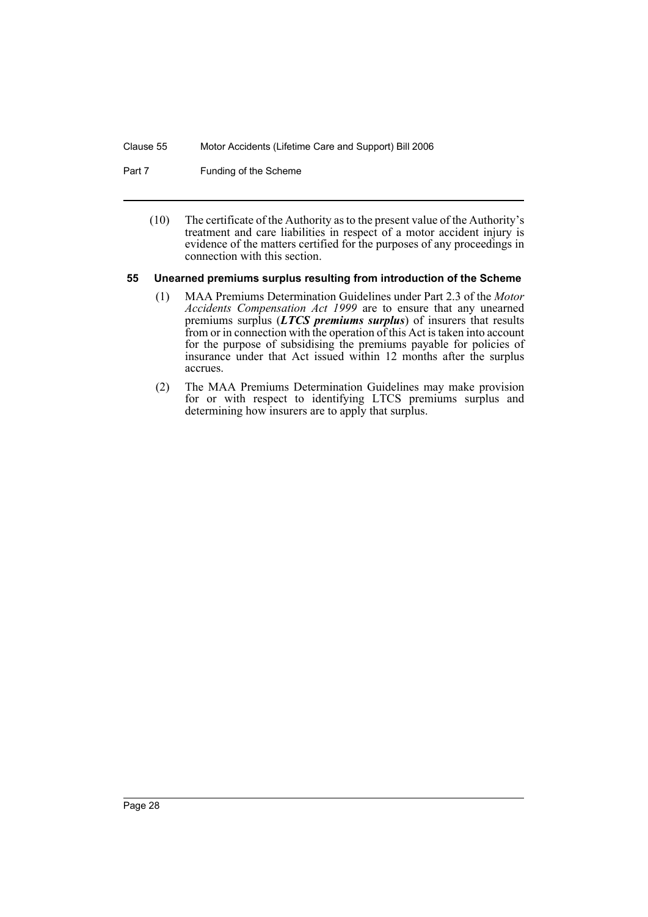(10) The certificate of the Authority as to the present value of the Authority's treatment and care liabilities in respect of a motor accident injury is evidence of the matters certified for the purposes of any proceedings in connection with this section.

### 55 Unearned premiums surplus resulting from introduction of the Scheme

(1) MAA Premiums Determination Guidelines under Part 2.3 of the *Motor Accidents Compensation Act 1999* are to ensure that any unearned premiums surplus (***LTCS premiums surplus***) of insurers that results from or in connection with the operation of this Act is taken into account for the purpose of subsidising the premiums payable for policies of insurance under that Act issued within 12 months after the surplus accrues.

(2) The MAA Premiums Determination Guidelines may make provision for or with respect to identifying LTCS premiums surplus and determining how insurers are to apply that surplus.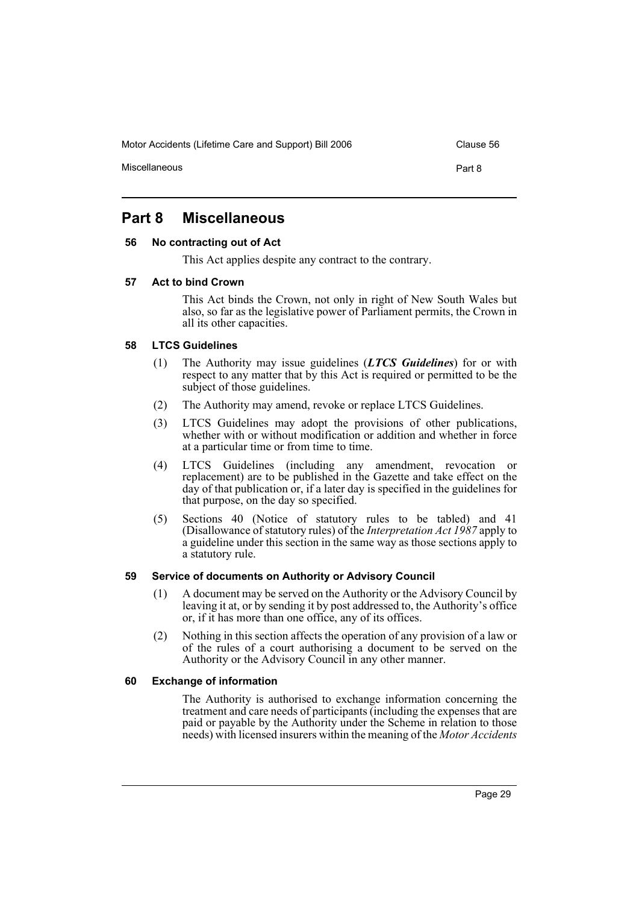# Part 8 Miscellaneous

### 56 No contracting out of Act

This Act applies despite any contract to the contrary.

### 57 Act to bind Crown

This Act binds the Crown, not only in right of New South Wales but also, so far as the legislative power of Parliament permits, the Crown in all its other capacities.

### 58 LTCS Guidelines

(1) The Authority may issue guidelines (***LTCS Guidelines***) for or with respect to any matter that by this Act is required or permitted to be the subject of those guidelines.

(2) The Authority may amend, revoke or replace LTCS Guidelines.

(3) LTCS Guidelines may adopt the provisions of other publications, whether with or without modification or addition and whether in force at a particular time or from time to time.

(4) LTCS Guidelines (including any amendment, revocation or replacement) are to be published in the Gazette and take effect on the day of that publication or, if a later day is specified in the guidelines for that purpose, on the day so specified.

(5) Sections 40 (Notice of statutory rules to be tabled) and 41 (Disallowance of statutory rules) of the *Interpretation Act 1987* apply to a guideline under this section in the same way as those sections apply to a statutory rule.

### 59 Service of documents on Authority or Advisory Council

(1) A document may be served on the Authority or the Advisory Council by leaving it at, or by sending it by post addressed to, the Authority's office or, if it has more than one office, any of its offices.

(2) Nothing in this section affects the operation of any provision of a law or of the rules of a court authorising a document to be served on the Authority or the Advisory Council in any other manner.

### 60 Exchange of information

The Authority is authorised to exchange information concerning the treatment and care needs of participants (including the expenses that are paid or payable by the Authority under the Scheme in relation to those needs) with licensed insurers within the meaning of the *Motor Accidents*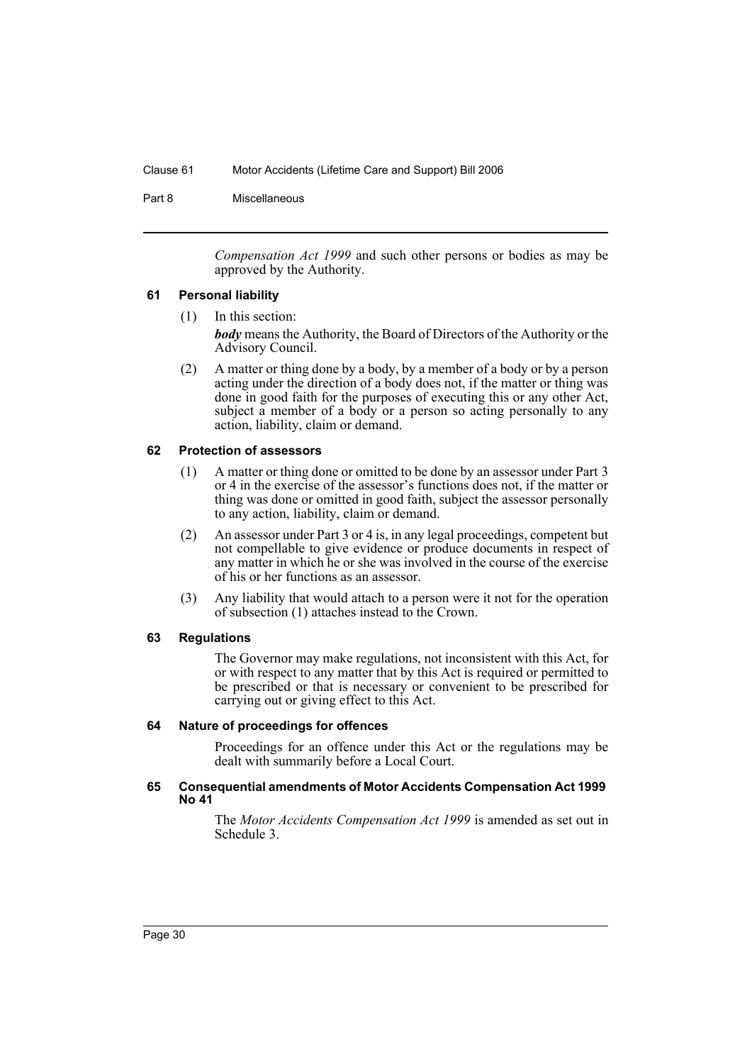*Compensation Act 1999* and such other persons or bodies as may be approved by the Authority.

### 61 Personal liability

(1) In this section:

***body*** means the Authority, the Board of Directors of the Authority or the Advisory Council.

(2) A matter or thing done by a body, by a member of a body or by a person acting under the direction of a body does not, if the matter or thing was done in good faith for the purposes of executing this or any other Act, subject a member of a body or a person so acting personally to any action, liability, claim or demand.

### 62 Protection of assessors

(1) A matter or thing done or omitted to be done by an assessor under Part 3 or 4 in the exercise of the assessor's functions does not, if the matter or thing was done or omitted in good faith, subject the assessor personally to any action, liability, claim or demand.

(2) An assessor under Part 3 or 4 is, in any legal proceedings, competent but not compellable to give evidence or produce documents in respect of any matter in which he or she was involved in the course of the exercise of his or her functions as an assessor.

(3) Any liability that would attach to a person were it not for the operation of subsection (1) attaches instead to the Crown.

### 63 Regulations

The Governor may make regulations, not inconsistent with this Act, for or with respect to any matter that by this Act is required or permitted to be prescribed or that is necessary or convenient to be prescribed for carrying out or giving effect to this Act.

### 64 Nature of proceedings for offences

Proceedings for an offence under this Act or the regulations may be dealt with summarily before a Local Court.

### 65 Consequential amendments of Motor Accidents Compensation Act 1999 No 41

The *Motor Accidents Compensation Act 1999* is amended as set out in Schedule 3.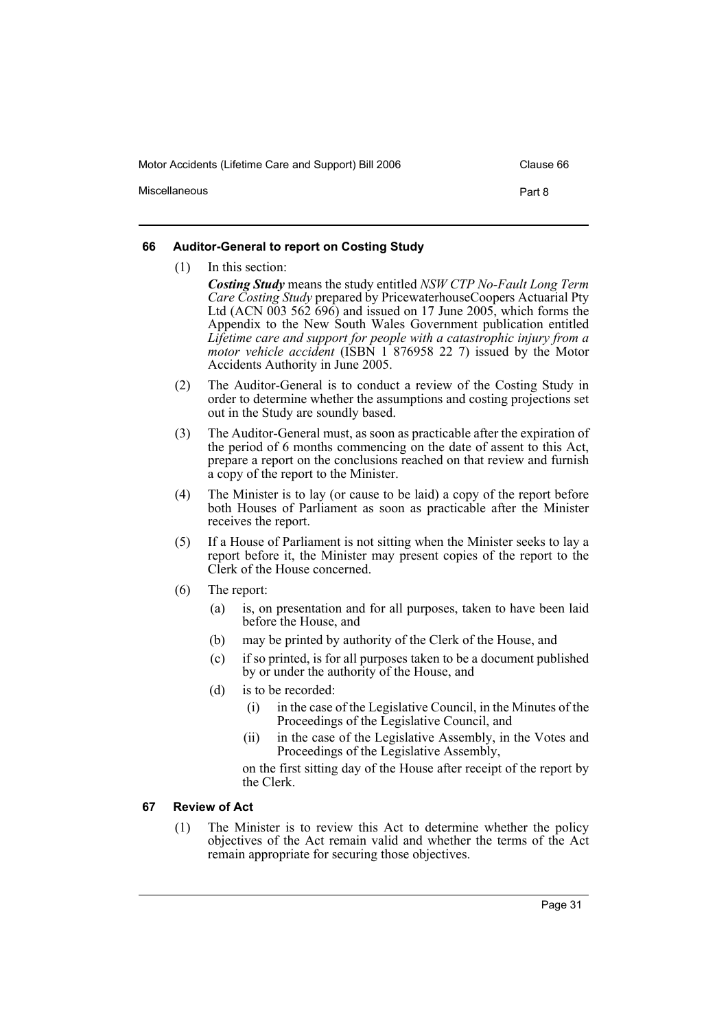### 66 Auditor-General to report on Costing Study

(1) In this section:

***Costing Study*** means the study entitled *NSW CTP No-Fault Long Term Care Costing Study* prepared by PricewaterhouseCoopers Actuarial Pty Ltd (ACN 003 562 696) and issued on 17 June 2005, which forms the Appendix to the New South Wales Government publication entitled *Lifetime care and support for people with a catastrophic injury from a motor vehicle accident* (ISBN 1 876958 22 7) issued by the Motor Accidents Authority in June 2005.

(2) The Auditor-General is to conduct a review of the Costing Study in order to determine whether the assumptions and costing projections set out in the Study are soundly based.

(3) The Auditor-General must, as soon as practicable after the expiration of the period of 6 months commencing on the date of assent to this Act, prepare a report on the conclusions reached on that review and furnish a copy of the report to the Minister.

(4) The Minister is to lay (or cause to be laid) a copy of the report before both Houses of Parliament as soon as practicable after the Minister receives the report.

(5) If a House of Parliament is not sitting when the Minister seeks to lay a report before it, the Minister may present copies of the report to the Clerk of the House concerned.

(6) The report:

- (a) is, on presentation and for all purposes, taken to have been laid before the House, and
- (b) may be printed by authority of the Clerk of the House, and
- (c) if so printed, is for all purposes taken to be a document published by or under the authority of the House, and
- (d) is to be recorded:
  - (i) in the case of the Legislative Council, in the Minutes of the Proceedings of the Legislative Council, and
  - (ii) in the case of the Legislative Assembly, in the Votes and Proceedings of the Legislative Assembly,

  on the first sitting day of the House after receipt of the report by the Clerk.

### 67 Review of Act

(1) The Minister is to review this Act to determine whether the policy objectives of the Act remain valid and whether the terms of the Act remain appropriate for securing those objectives.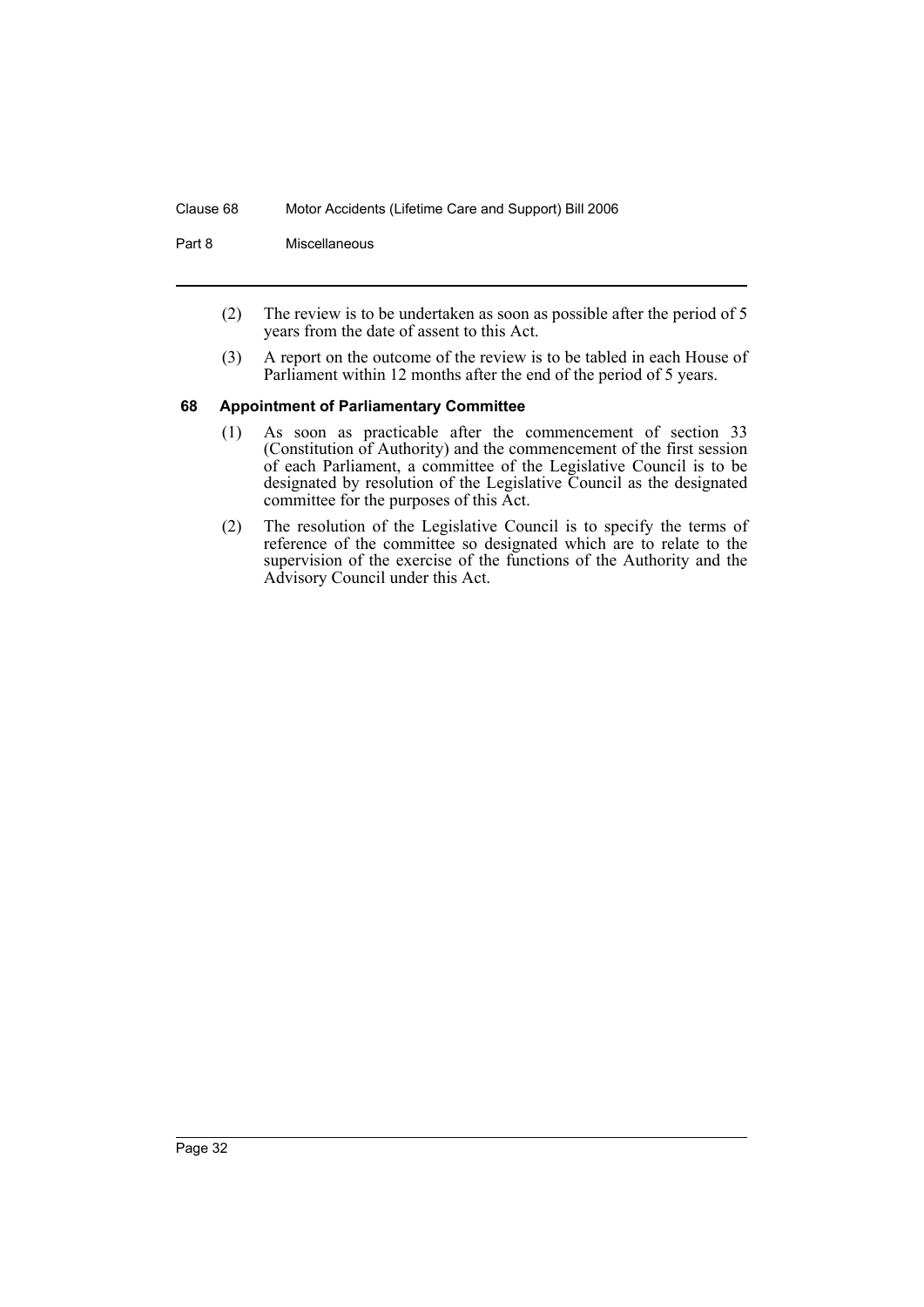(2) The review is to be undertaken as soon as possible after the period of 5 years from the date of assent to this Act.

(3) A report on the outcome of the review is to be tabled in each House of Parliament within 12 months after the end of the period of 5 years.

### 68 Appointment of Parliamentary Committee

(1) As soon as practicable after the commencement of section 33 (Constitution of Authority) and the commencement of the first session of each Parliament, a committee of the Legislative Council is to be designated by resolution of the Legislative Council as the designated committee for the purposes of this Act.

(2) The resolution of the Legislative Council is to specify the terms of reference of the committee so designated which are to relate to the supervision of the exercise of the functions of the Authority and the Advisory Council under this Act.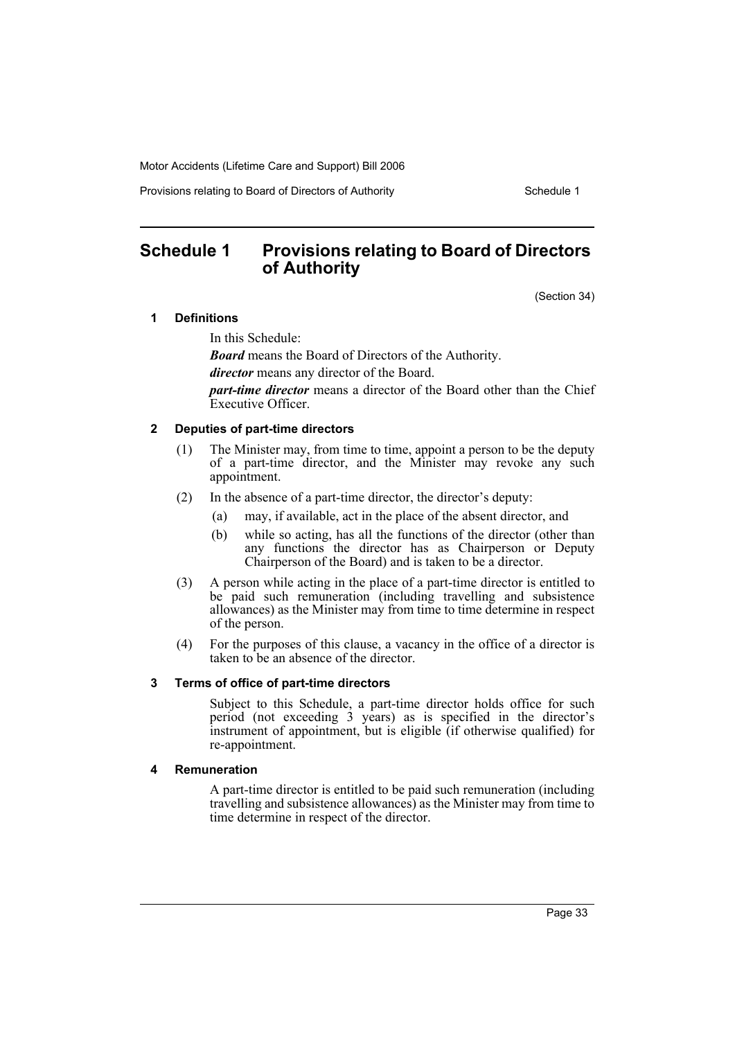# Schedule 1 Provisions relating to Board of Directors of Authority

(Section 34)

### 1 Definitions

In this Schedule:

***Board*** means the Board of Directors of the Authority.

***director*** means any director of the Board.

***part-time director*** means a director of the Board other than the Chief Executive Officer.

### 2 Deputies of part-time directors

(1) The Minister may, from time to time, appoint a person to be the deputy of a part-time director, and the Minister may revoke any such appointment.

(2) In the absence of a part-time director, the director's deputy:

- (a) may, if available, act in the place of the absent director, and
- (b) while so acting, has all the functions of the director (other than any functions the director has as Chairperson or Deputy Chairperson of the Board) and is taken to be a director.

(3) A person while acting in the place of a part-time director is entitled to be paid such remuneration (including travelling and subsistence allowances) as the Minister may from time to time determine in respect of the person.

(4) For the purposes of this clause, a vacancy in the office of a director is taken to be an absence of the director.

### 3 Terms of office of part-time directors

Subject to this Schedule, a part-time director holds office for such period (not exceeding 3 years) as is specified in the director's instrument of appointment, but is eligible (if otherwise qualified) for re-appointment.

### 4 Remuneration

A part-time director is entitled to be paid such remuneration (including travelling and subsistence allowances) as the Minister may from time to time determine in respect of the director.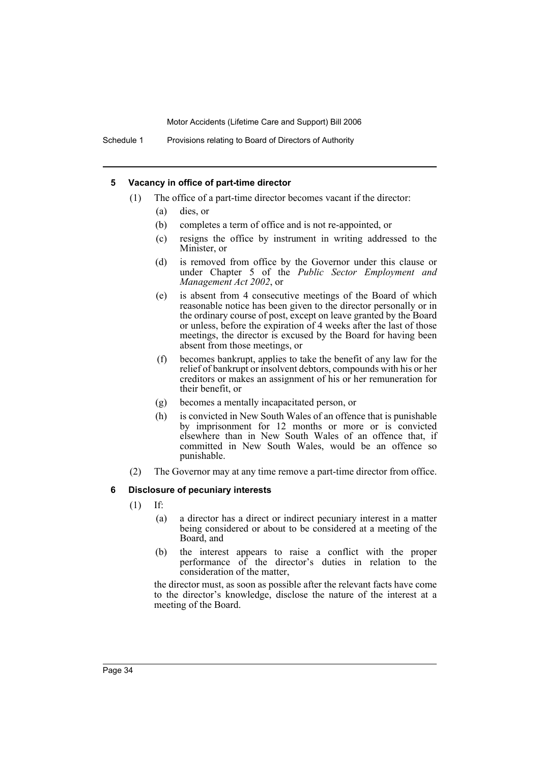#### 5 Vacancy in office of part-time director

(1) The office of a part-time director becomes vacant if the director:

(a) dies, or

(b) completes a term of office and is not re-appointed, or

(c) resigns the office by instrument in writing addressed to the Minister, or

(d) is removed from office by the Governor under this clause or under Chapter 5 of the *Public Sector Employment and Management Act 2002*, or

(e) is absent from 4 consecutive meetings of the Board of which reasonable notice has been given to the director personally or in the ordinary course of post, except on leave granted by the Board or unless, before the expiration of 4 weeks after the last of those meetings, the director is excused by the Board for having been absent from those meetings, or

(f) becomes bankrupt, applies to take the benefit of any law for the relief of bankrupt or insolvent debtors, compounds with his or her creditors or makes an assignment of his or her remuneration for their benefit, or

(g) becomes a mentally incapacitated person, or

(h) is convicted in New South Wales of an offence that is punishable by imprisonment for 12 months or more or is convicted elsewhere than in New South Wales of an offence that, if committed in New South Wales, would be an offence so punishable.

(2) The Governor may at any time remove a part-time director from office.

#### 6 Disclosure of pecuniary interests

(1) If:

(a) a director has a direct or indirect pecuniary interest in a matter being considered or about to be considered at a meeting of the Board, and

(b) the interest appears to raise a conflict with the proper performance of the director's duties in relation to the consideration of the matter,

the director must, as soon as possible after the relevant facts have come to the director's knowledge, disclose the nature of the interest at a meeting of the Board.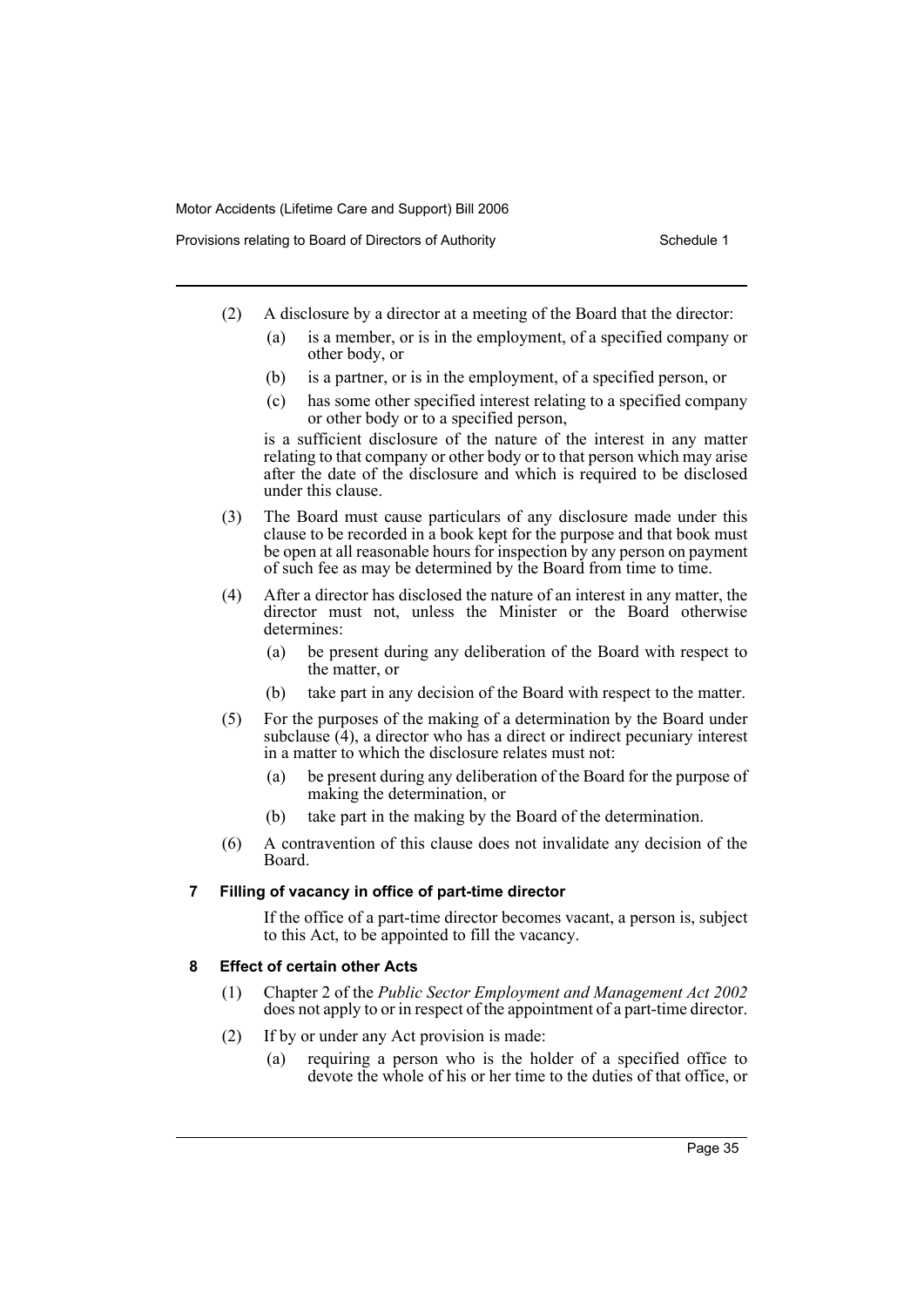(2) A disclosure by a director at a meeting of the Board that the director:

   (a) is a member, or is in the employment, of a specified company or other body, or

   (b) is a partner, or is in the employment, of a specified person, or

   (c) has some other specified interest relating to a specified company or other body or to a specified person,

   is a sufficient disclosure of the nature of the interest in any matter relating to that company or other body or to that person which may arise after the date of the disclosure and which is required to be disclosed under this clause.

(3) The Board must cause particulars of any disclosure made under this clause to be recorded in a book kept for the purpose and that book must be open at all reasonable hours for inspection by any person on payment of such fee as may be determined by the Board from time to time.

(4) After a director has disclosed the nature of an interest in any matter, the director must not, unless the Minister or the Board otherwise determines:

   (a) be present during any deliberation of the Board with respect to the matter, or

   (b) take part in any decision of the Board with respect to the matter.

(5) For the purposes of the making of a determination by the Board under subclause (4), a director who has a direct or indirect pecuniary interest in a matter to which the disclosure relates must not:

   (a) be present during any deliberation of the Board for the purpose of making the determination, or

   (b) take part in the making by the Board of the determination.

(6) A contravention of this clause does not invalidate any decision of the Board.

### 7 Filling of vacancy in office of part-time director

If the office of a part-time director becomes vacant, a person is, subject to this Act, to be appointed to fill the vacancy.

### 8 Effect of certain other Acts

(1) Chapter 2 of the *Public Sector Employment and Management Act 2002* does not apply to or in respect of the appointment of a part-time director.

(2) If by or under any Act provision is made:

   (a) requiring a person who is the holder of a specified office to devote the whole of his or her time to the duties of that office, or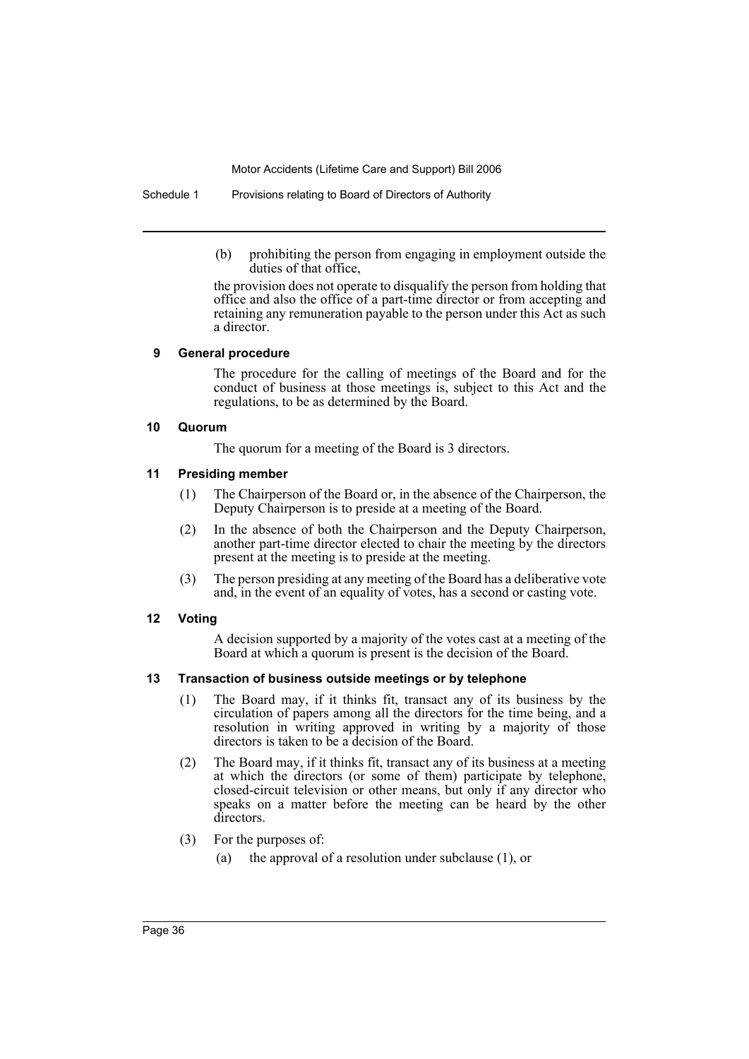(b) prohibiting the person from engaging in employment outside the duties of that office,

the provision does not operate to disqualify the person from holding that office and also the office of a part-time director or from accepting and retaining any remuneration payable to the person under this Act as such a director.

### 9 General procedure

The procedure for the calling of meetings of the Board and for the conduct of business at those meetings is, subject to this Act and the regulations, to be as determined by the Board.

### 10 Quorum

The quorum for a meeting of the Board is 3 directors.

### 11 Presiding member

(1) The Chairperson of the Board or, in the absence of the Chairperson, the Deputy Chairperson is to preside at a meeting of the Board.

(2) In the absence of both the Chairperson and the Deputy Chairperson, another part-time director elected to chair the meeting by the directors present at the meeting is to preside at the meeting.

(3) The person presiding at any meeting of the Board has a deliberative vote and, in the event of an equality of votes, has a second or casting vote.

### 12 Voting

A decision supported by a majority of the votes cast at a meeting of the Board at which a quorum is present is the decision of the Board.

### 13 Transaction of business outside meetings or by telephone

(1) The Board may, if it thinks fit, transact any of its business by the circulation of papers among all the directors for the time being, and a resolution in writing approved in writing by a majority of those directors is taken to be a decision of the Board.

(2) The Board may, if it thinks fit, transact any of its business at a meeting at which the directors (or some of them) participate by telephone, closed-circuit television or other means, but only if any director who speaks on a matter before the meeting can be heard by the other directors.

(3) For the purposes of:

(a) the approval of a resolution under subclause (1), or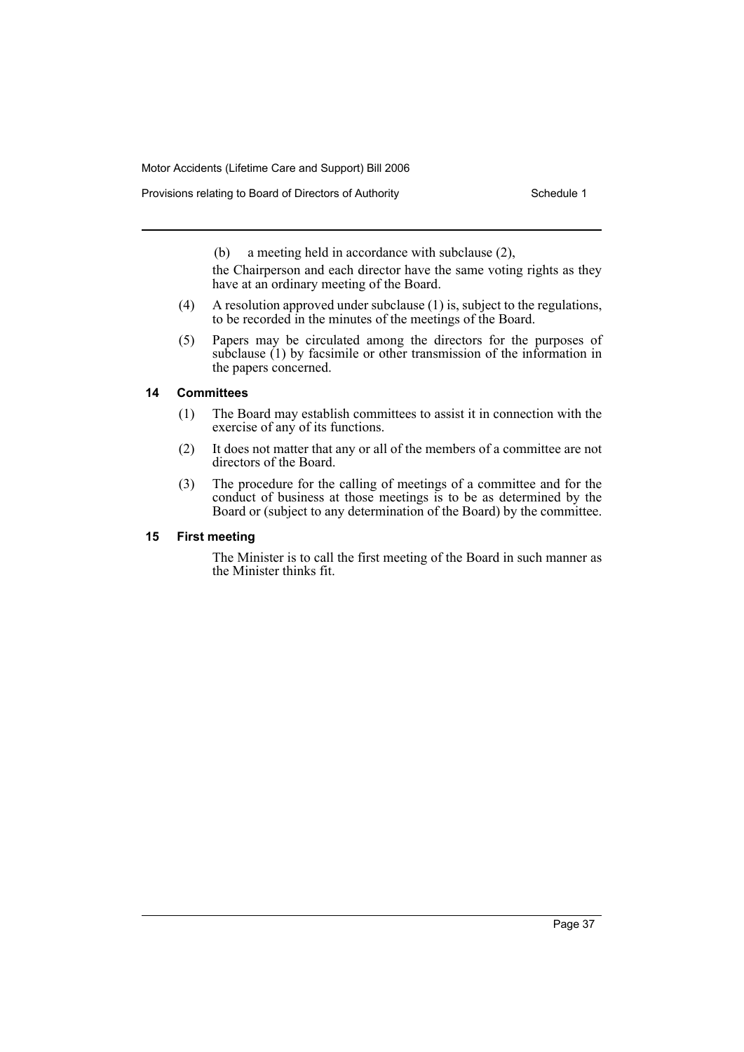(b) a meeting held in accordance with subclause (2),

the Chairperson and each director have the same voting rights as they have at an ordinary meeting of the Board.

(4) A resolution approved under subclause (1) is, subject to the regulations, to be recorded in the minutes of the meetings of the Board.

(5) Papers may be circulated among the directors for the purposes of subclause (1) by facsimile or other transmission of the information in the papers concerned.

### 14 Committees

(1) The Board may establish committees to assist it in connection with the exercise of any of its functions.

(2) It does not matter that any or all of the members of a committee are not directors of the Board.

(3) The procedure for the calling of meetings of a committee and for the conduct of business at those meetings is to be as determined by the Board or (subject to any determination of the Board) by the committee.

### 15 First meeting

The Minister is to call the first meeting of the Board in such manner as the Minister thinks fit.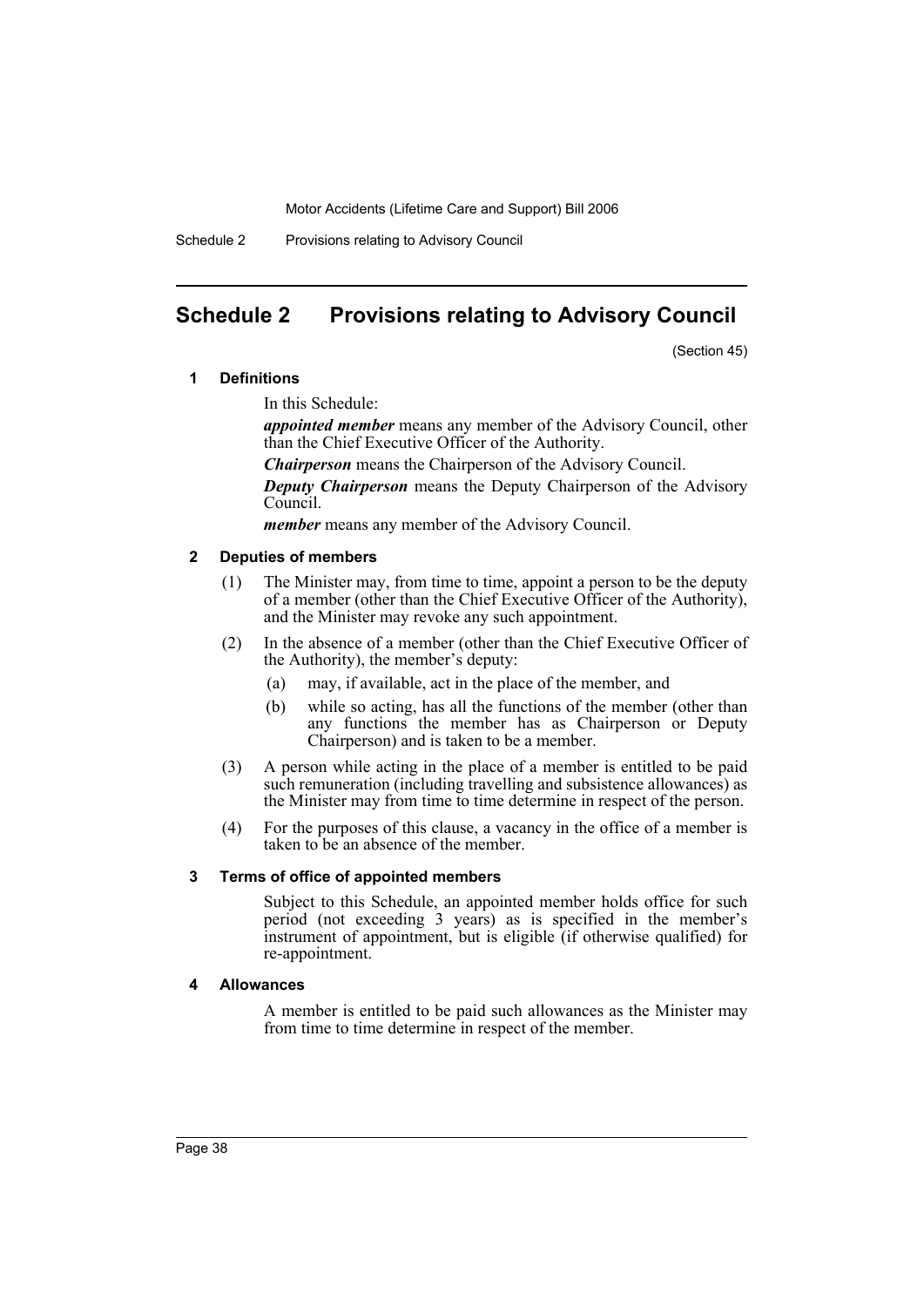# Schedule 2 Provisions relating to Advisory Council

(Section 45)

## 1 Definitions

In this Schedule:

***appointed member*** means any member of the Advisory Council, other than the Chief Executive Officer of the Authority.

***Chairperson*** means the Chairperson of the Advisory Council.

***Deputy Chairperson*** means the Deputy Chairperson of the Advisory Council.

***member*** means any member of the Advisory Council.

## 2 Deputies of members

(1) The Minister may, from time to time, appoint a person to be the deputy of a member (other than the Chief Executive Officer of the Authority), and the Minister may revoke any such appointment.

(2) In the absence of a member (other than the Chief Executive Officer of the Authority), the member's deputy:

- (a) may, if available, act in the place of the member, and
- (b) while so acting, has all the functions of the member (other than any functions the member has as Chairperson or Deputy Chairperson) and is taken to be a member.

(3) A person while acting in the place of a member is entitled to be paid such remuneration (including travelling and subsistence allowances) as the Minister may from time to time determine in respect of the person.

(4) For the purposes of this clause, a vacancy in the office of a member is taken to be an absence of the member.

## 3 Terms of office of appointed members

Subject to this Schedule, an appointed member holds office for such period (not exceeding 3 years) as is specified in the member's instrument of appointment, but is eligible (if otherwise qualified) for re-appointment.

## 4 Allowances

A member is entitled to be paid such allowances as the Minister may from time to time determine in respect of the member.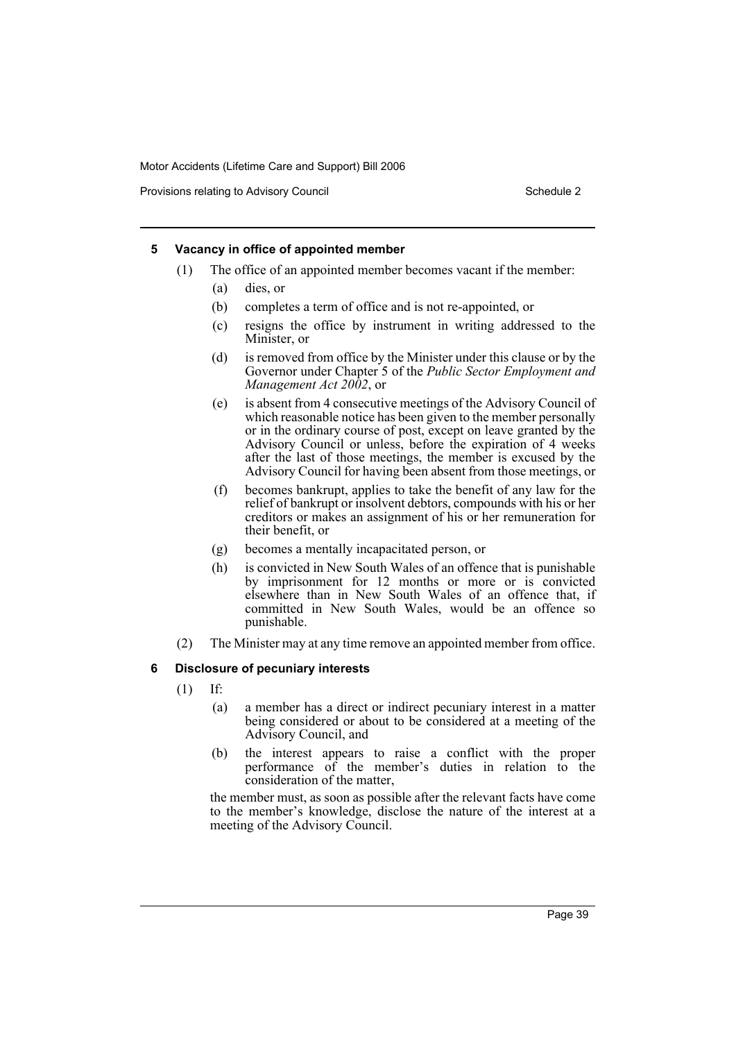### 5 Vacancy in office of appointed member

(1) The office of an appointed member becomes vacant if the member:

(a) dies, or

(b) completes a term of office and is not re-appointed, or

(c) resigns the office by instrument in writing addressed to the Minister, or

(d) is removed from office by the Minister under this clause or by the Governor under Chapter 5 of the *Public Sector Employment and Management Act 2002*, or

(e) is absent from 4 consecutive meetings of the Advisory Council of which reasonable notice has been given to the member personally or in the ordinary course of post, except on leave granted by the Advisory Council or unless, before the expiration of 4 weeks after the last of those meetings, the member is excused by the Advisory Council for having been absent from those meetings, or

(f) becomes bankrupt, applies to take the benefit of any law for the relief of bankrupt or insolvent debtors, compounds with his or her creditors or makes an assignment of his or her remuneration for their benefit, or

(g) becomes a mentally incapacitated person, or

(h) is convicted in New South Wales of an offence that is punishable by imprisonment for 12 months or more or is convicted elsewhere than in New South Wales of an offence that, if committed in New South Wales, would be an offence so punishable.

(2) The Minister may at any time remove an appointed member from office.

### 6 Disclosure of pecuniary interests

(1) If:

(a) a member has a direct or indirect pecuniary interest in a matter being considered or about to be considered at a meeting of the Advisory Council, and

(b) the interest appears to raise a conflict with the proper performance of the member's duties in relation to the consideration of the matter,

the member must, as soon as possible after the relevant facts have come to the member's knowledge, disclose the nature of the interest at a meeting of the Advisory Council.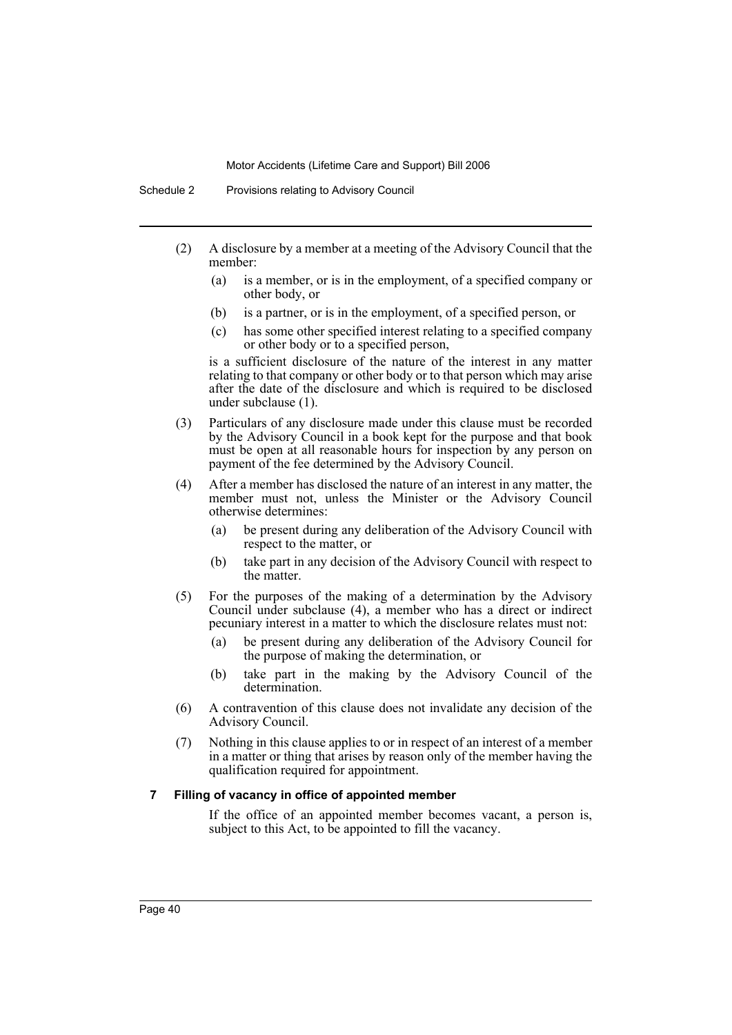(2) A disclosure by a member at a meeting of the Advisory Council that the member:

   (a) is a member, or is in the employment, of a specified company or other body, or

   (b) is a partner, or is in the employment, of a specified person, or

   (c) has some other specified interest relating to a specified company or other body or to a specified person,

   is a sufficient disclosure of the nature of the interest in any matter relating to that company or other body or to that person which may arise after the date of the disclosure and which is required to be disclosed under subclause (1).

(3) Particulars of any disclosure made under this clause must be recorded by the Advisory Council in a book kept for the purpose and that book must be open at all reasonable hours for inspection by any person on payment of the fee determined by the Advisory Council.

(4) After a member has disclosed the nature of an interest in any matter, the member must not, unless the Minister or the Advisory Council otherwise determines:

   (a) be present during any deliberation of the Advisory Council with respect to the matter, or

   (b) take part in any decision of the Advisory Council with respect to the matter.

(5) For the purposes of the making of a determination by the Advisory Council under subclause (4), a member who has a direct or indirect pecuniary interest in a matter to which the disclosure relates must not:

   (a) be present during any deliberation of the Advisory Council for the purpose of making the determination, or

   (b) take part in the making by the Advisory Council of the determination.

(6) A contravention of this clause does not invalidate any decision of the Advisory Council.

(7) Nothing in this clause applies to or in respect of an interest of a member in a matter or thing that arises by reason only of the member having the qualification required for appointment.

### 7 Filling of vacancy in office of appointed member

If the office of an appointed member becomes vacant, a person is, subject to this Act, to be appointed to fill the vacancy.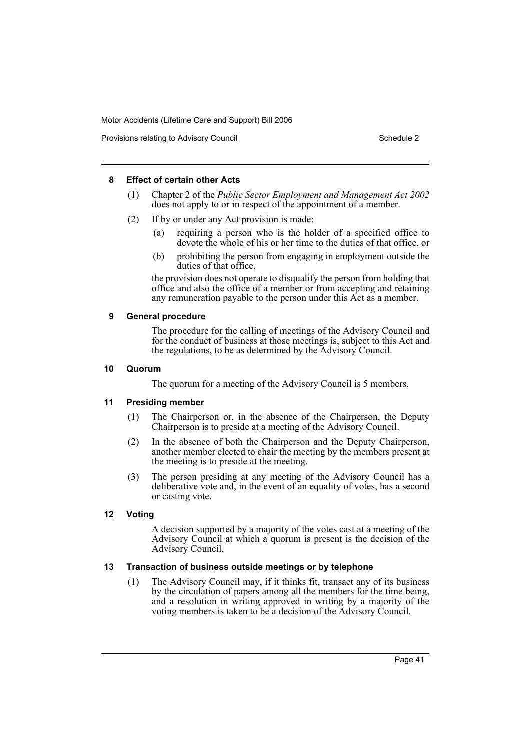### 8 Effect of certain other Acts

(1) Chapter 2 of the *Public Sector Employment and Management Act 2002* does not apply to or in respect of the appointment of a member.

(2) If by or under any Act provision is made:

   (a) requiring a person who is the holder of a specified office to devote the whole of his or her time to the duties of that office, or

   (b) prohibiting the person from engaging in employment outside the duties of that office,

the provision does not operate to disqualify the person from holding that office and also the office of a member or from accepting and retaining any remuneration payable to the person under this Act as a member.

### 9 General procedure

The procedure for the calling of meetings of the Advisory Council and for the conduct of business at those meetings is, subject to this Act and the regulations, to be as determined by the Advisory Council.

### 10 Quorum

The quorum for a meeting of the Advisory Council is 5 members.

### 11 Presiding member

(1) The Chairperson or, in the absence of the Chairperson, the Deputy Chairperson is to preside at a meeting of the Advisory Council.

(2) In the absence of both the Chairperson and the Deputy Chairperson, another member elected to chair the meeting by the members present at the meeting is to preside at the meeting.

(3) The person presiding at any meeting of the Advisory Council has a deliberative vote and, in the event of an equality of votes, has a second or casting vote.

### 12 Voting

A decision supported by a majority of the votes cast at a meeting of the Advisory Council at which a quorum is present is the decision of the Advisory Council.

### 13 Transaction of business outside meetings or by telephone

(1) The Advisory Council may, if it thinks fit, transact any of its business by the circulation of papers among all the members for the time being, and a resolution in writing approved in writing by a majority of the voting members is taken to be a decision of the Advisory Council.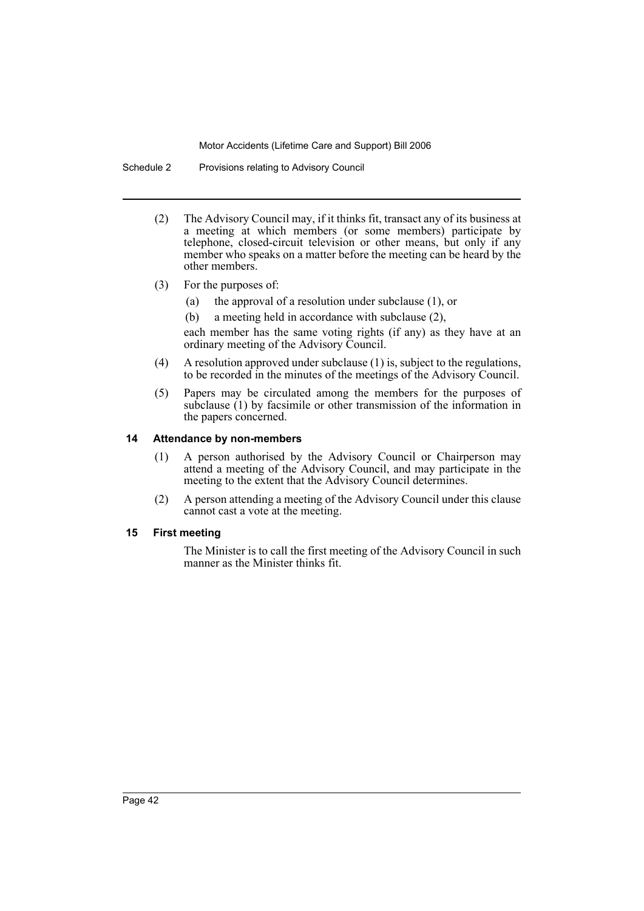(2) The Advisory Council may, if it thinks fit, transact any of its business at a meeting at which members (or some members) participate by telephone, closed-circuit television or other means, but only if any member who speaks on a matter before the meeting can be heard by the other members.

(3) For the purposes of:

(a) the approval of a resolution under subclause (1), or

(b) a meeting held in accordance with subclause (2),

each member has the same voting rights (if any) as they have at an ordinary meeting of the Advisory Council.

(4) A resolution approved under subclause (1) is, subject to the regulations, to be recorded in the minutes of the meetings of the Advisory Council.

(5) Papers may be circulated among the members for the purposes of subclause (1) by facsimile or other transmission of the information in the papers concerned.

#### 14 Attendance by non-members

(1) A person authorised by the Advisory Council or Chairperson may attend a meeting of the Advisory Council, and may participate in the meeting to the extent that the Advisory Council determines.

(2) A person attending a meeting of the Advisory Council under this clause cannot cast a vote at the meeting.

#### 15 First meeting

The Minister is to call the first meeting of the Advisory Council in such manner as the Minister thinks fit.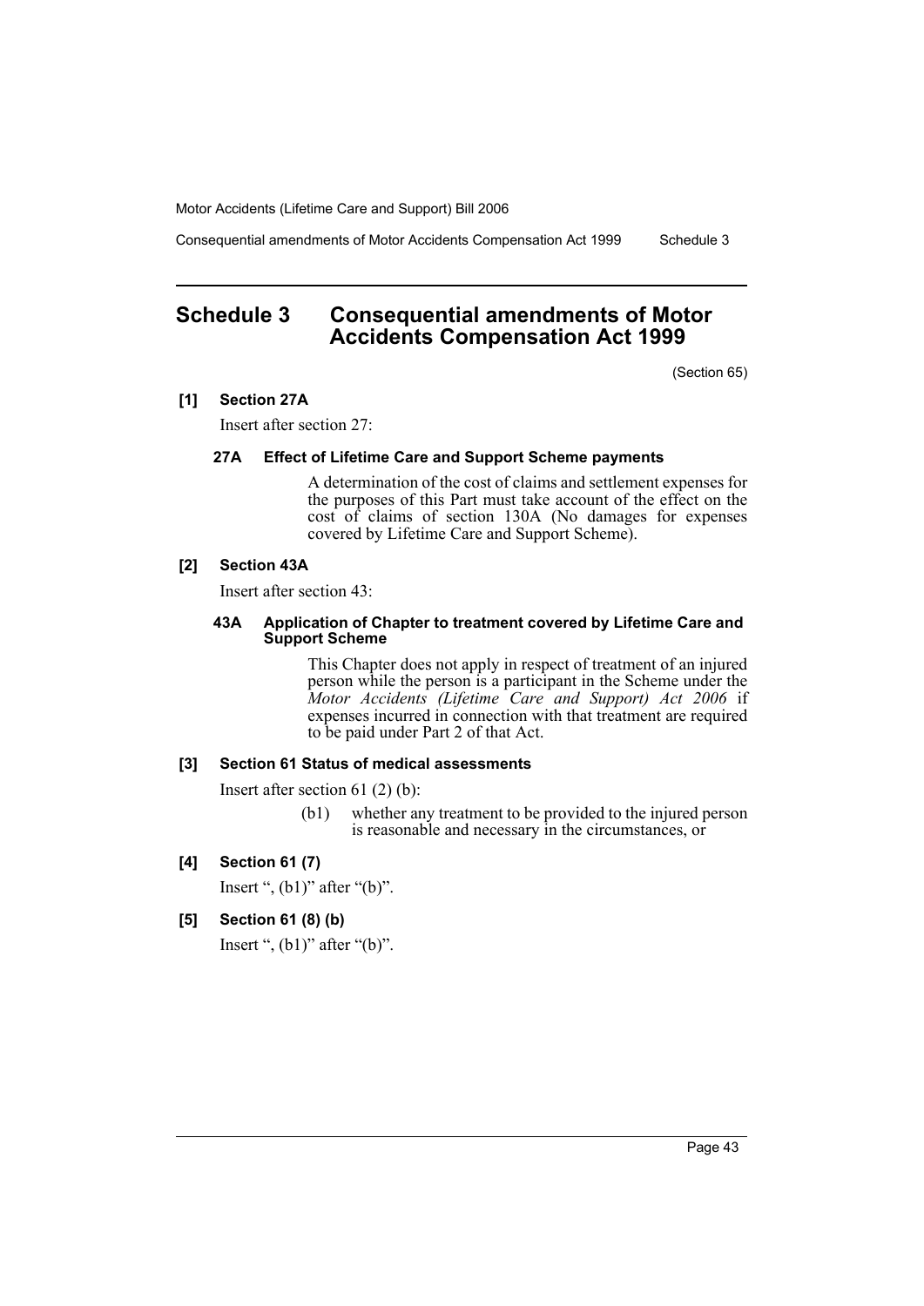# Schedule 3 Consequential amendments of Motor Accidents Compensation Act 1999

(Section 65)

## [1] Section 27A

Insert after section 27:

### 27A Effect of Lifetime Care and Support Scheme payments

A determination of the cost of claims and settlement expenses for the purposes of this Part must take account of the effect on the cost of claims of section 130A (No damages for expenses covered by Lifetime Care and Support Scheme).

## [2] Section 43A

Insert after section 43:

### 43A Application of Chapter to treatment covered by Lifetime Care and Support Scheme

This Chapter does not apply in respect of treatment of an injured person while the person is a participant in the Scheme under the *Motor Accidents (Lifetime Care and Support) Act 2006* if expenses incurred in connection with that treatment are required to be paid under Part 2 of that Act.

## [3] Section 61 Status of medical assessments

Insert after section 61 (2) (b):

(b1) whether any treatment to be provided to the injured person is reasonable and necessary in the circumstances, or

## [4] Section 61 (7)

Insert ", (b1)" after "(b)".

## [5] Section 61 (8) (b)

Insert ", (b1)" after "(b)".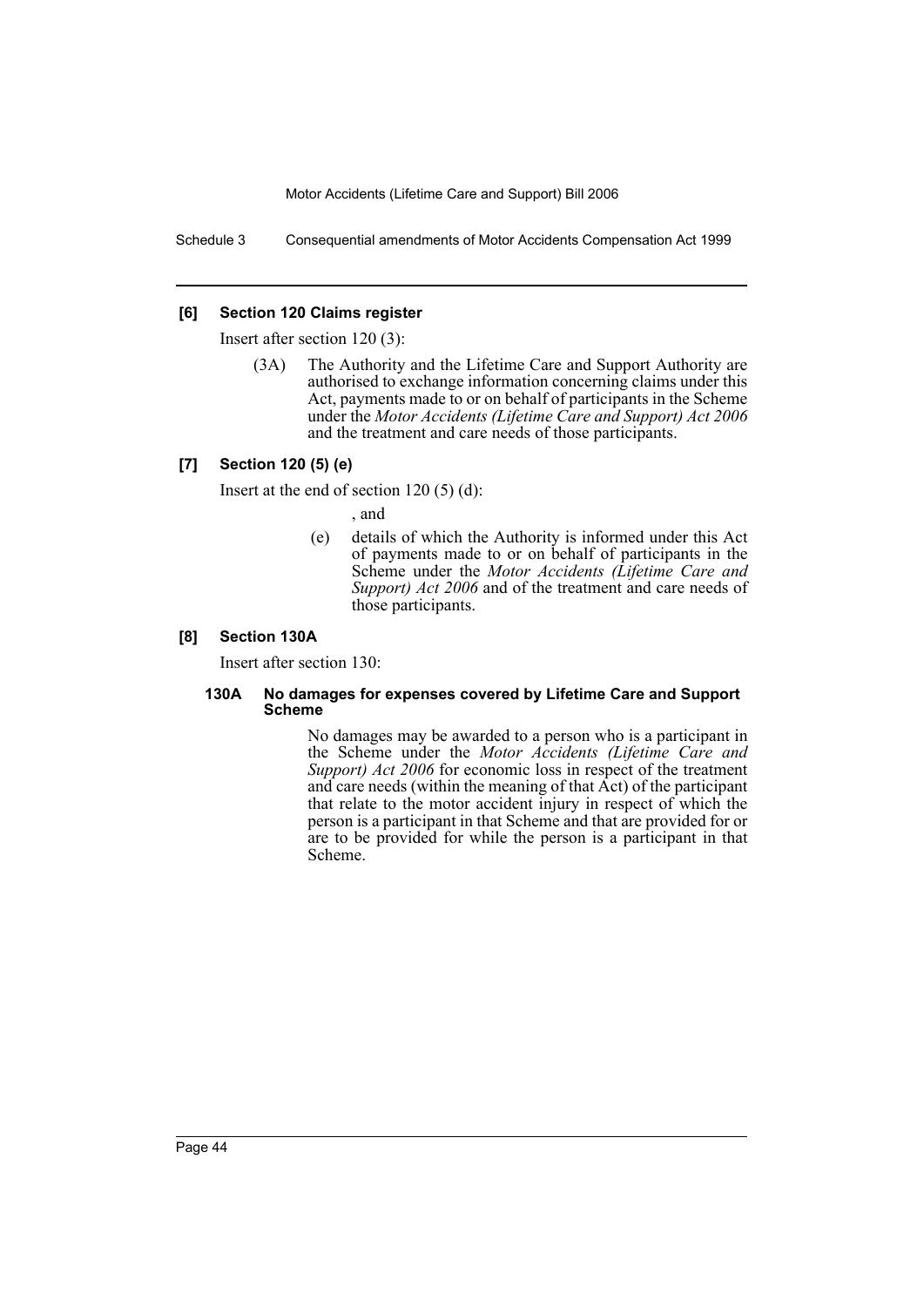### [6] Section 120 Claims register

Insert after section 120 (3):

(3A) The Authority and the Lifetime Care and Support Authority are authorised to exchange information concerning claims under this Act, payments made to or on behalf of participants in the Scheme under the *Motor Accidents (Lifetime Care and Support) Act 2006* and the treatment and care needs of those participants.

### [7] Section 120 (5) (e)

Insert at the end of section 120 (5) (d):

, and

(e) details of which the Authority is informed under this Act of payments made to or on behalf of participants in the Scheme under the *Motor Accidents (Lifetime Care and Support) Act 2006* and of the treatment and care needs of those participants.

### [8] Section 130A

Insert after section 130:

#### 130A No damages for expenses covered by Lifetime Care and Support Scheme

No damages may be awarded to a person who is a participant in the Scheme under the *Motor Accidents (Lifetime Care and Support) Act 2006* for economic loss in respect of the treatment and care needs (within the meaning of that Act) of the participant that relate to the motor accident injury in respect of which the person is a participant in that Scheme and that are provided for or are to be provided for while the person is a participant in that Scheme.